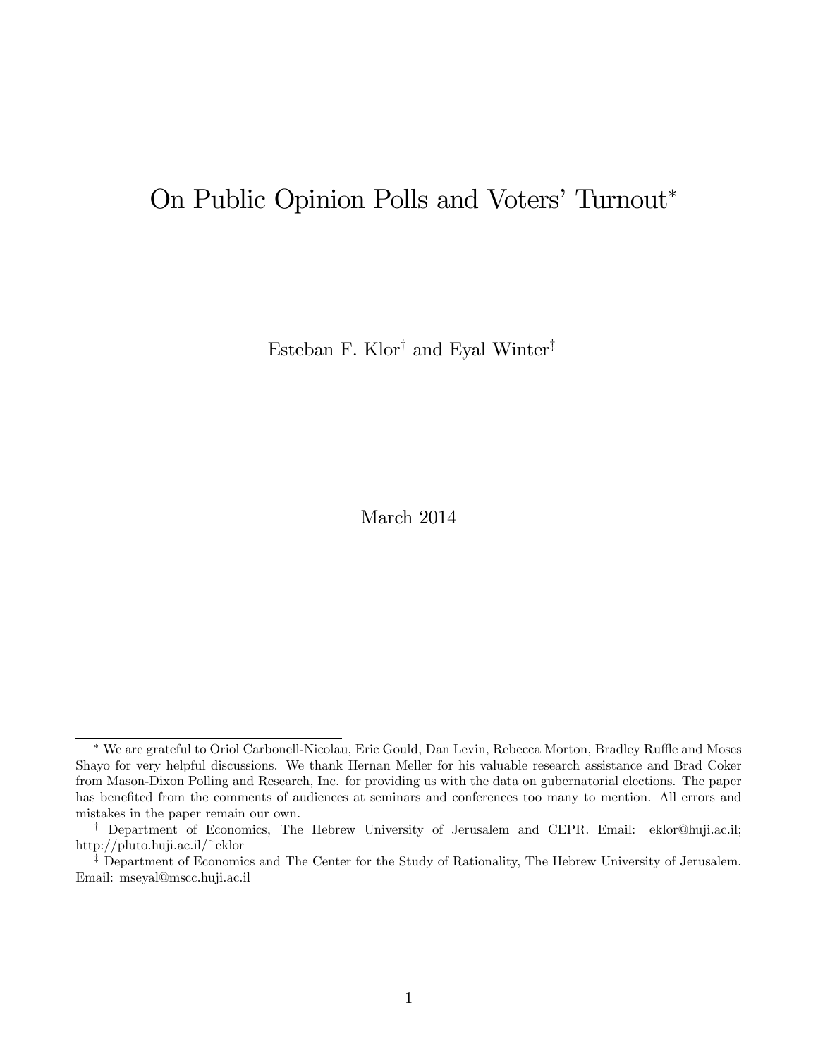# On Public Opinion Polls and Voters' Turnout*

Esteban F. Klor[†] and Eyal Winter[‡]

March 2014

---

[*] We are grateful to Oriol Carbonell-Nicolau, Eric Gould, Dan Levin, Rebecca Morton, Bradley Ruffle and Moses Shayo for very helpful discussions. We thank Hernan Meller for his valuable research assistance and Brad Coker from Mason-Dixon Polling and Research, Inc. for providing us with the data on gubernatorial elections. The paper has benefited from the comments of audiences at seminars and conferences too many to mention. All errors and mistakes in the paper remain our own.

[†] Department of Economics, The Hebrew University of Jerusalem and CEPR. Email: eklor@huji.ac.il; http://pluto.huji.ac.il/~eklor

[‡] Department of Economics and The Center for the Study of Rationality, The Hebrew University of Jerusalem. Email: mseyal@mscc.huji.ac.il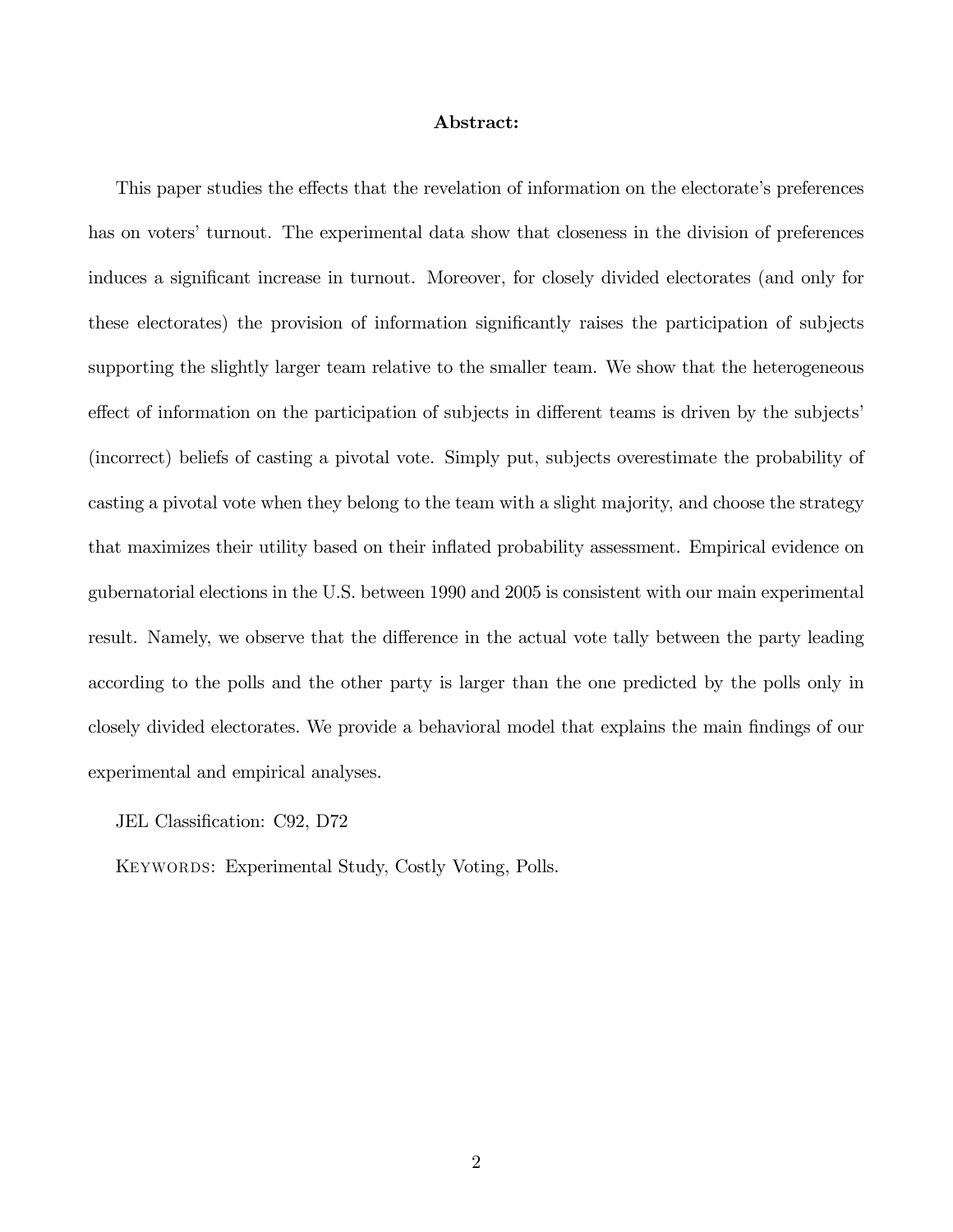**Abstract:**

This paper studies the effects that the revelation of information on the electorate's preferences has on voters' turnout. The experimental data show that closeness in the division of preferences induces a significant increase in turnout. Moreover, for closely divided electorates (and only for these electorates) the provision of information significantly raises the participation of subjects supporting the slightly larger team relative to the smaller team. We show that the heterogeneous effect of information on the participation of subjects in different teams is driven by the subjects' (incorrect) beliefs of casting a pivotal vote. Simply put, subjects overestimate the probability of casting a pivotal vote when they belong to the team with a slight majority, and choose the strategy that maximizes their utility based on their inflated probability assessment. Empirical evidence on gubernatorial elections in the U.S. between 1990 and 2005 is consistent with our main experimental result. Namely, we observe that the difference in the actual vote tally between the party leading according to the polls and the other party is larger than the one predicted by the polls only in closely divided electorates. We provide a behavioral model that explains the main findings of our experimental and empirical analyses.

JEL Classification: C92, D72

Keywords: Experimental Study, Costly Voting, Polls.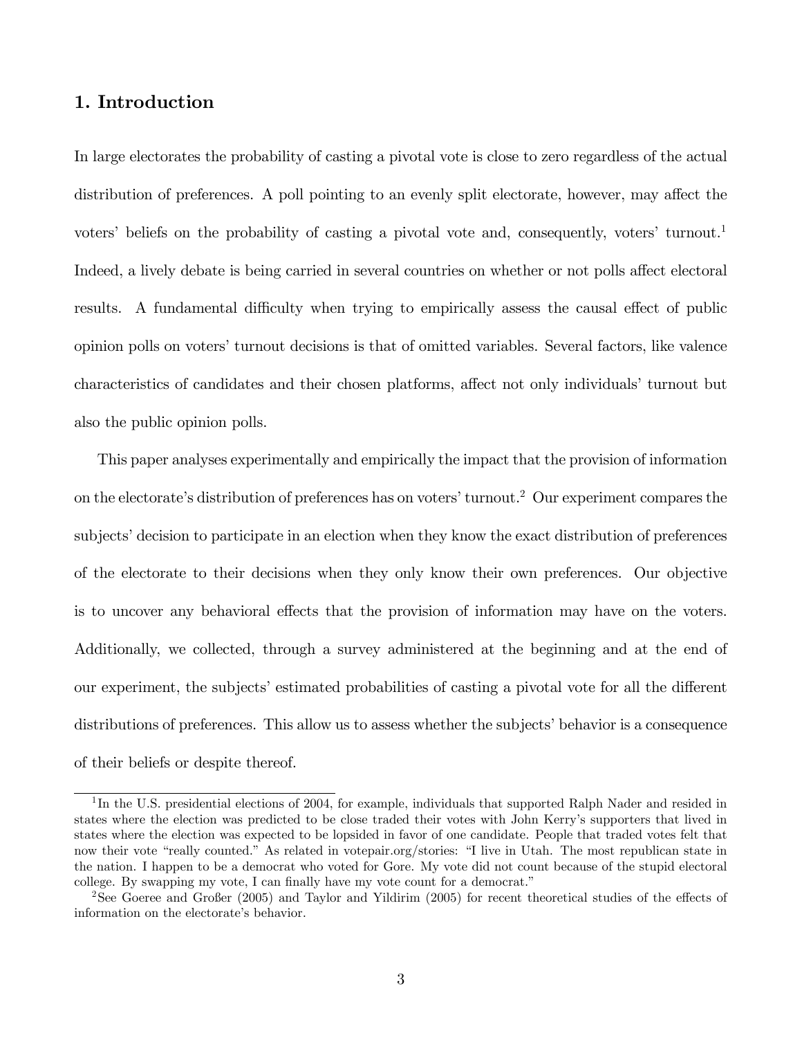## 1. Introduction

In large electorates the probability of casting a pivotal vote is close to zero regardless of the actual distribution of preferences. A poll pointing to an evenly split electorate, however, may affect the voters' beliefs on the probability of casting a pivotal vote and, consequently, voters' turnout.[1] Indeed, a lively debate is being carried in several countries on whether or not polls affect electoral results. A fundamental difficulty when trying to empirically assess the causal effect of public opinion polls on voters' turnout decisions is that of omitted variables. Several factors, like valence characteristics of candidates and their chosen platforms, affect not only individuals' turnout but also the public opinion polls.

This paper analyses experimentally and empirically the impact that the provision of information on the electorate's distribution of preferences has on voters' turnout.[2] Our experiment compares the subjects' decision to participate in an election when they know the exact distribution of preferences of the electorate to their decisions when they only know their own preferences. Our objective is to uncover any behavioral effects that the provision of information may have on the voters. Additionally, we collected, through a survey administered at the beginning and at the end of our experiment, the subjects' estimated probabilities of casting a pivotal vote for all the different distributions of preferences. This allow us to assess whether the subjects' behavior is a consequence of their beliefs or despite thereof.

---

[1] In the U.S. presidential elections of 2004, for example, individuals that supported Ralph Nader and resided in states where the election was predicted to be close traded their votes with John Kerry's supporters that lived in states where the election was expected to be lopsided in favor of one candidate. People that traded votes felt that now their vote "really counted." As related in votepair.org/stories: "I live in Utah. The most republican state in the nation. I happen to be a democrat who voted for Gore. My vote did not count because of the stupid electoral college. By swapping my vote, I can finally have my vote count for a democrat."

[2] See Goeree and Großer (2005) and Taylor and Yildirim (2005) for recent theoretical studies of the effects of information on the electorate's behavior.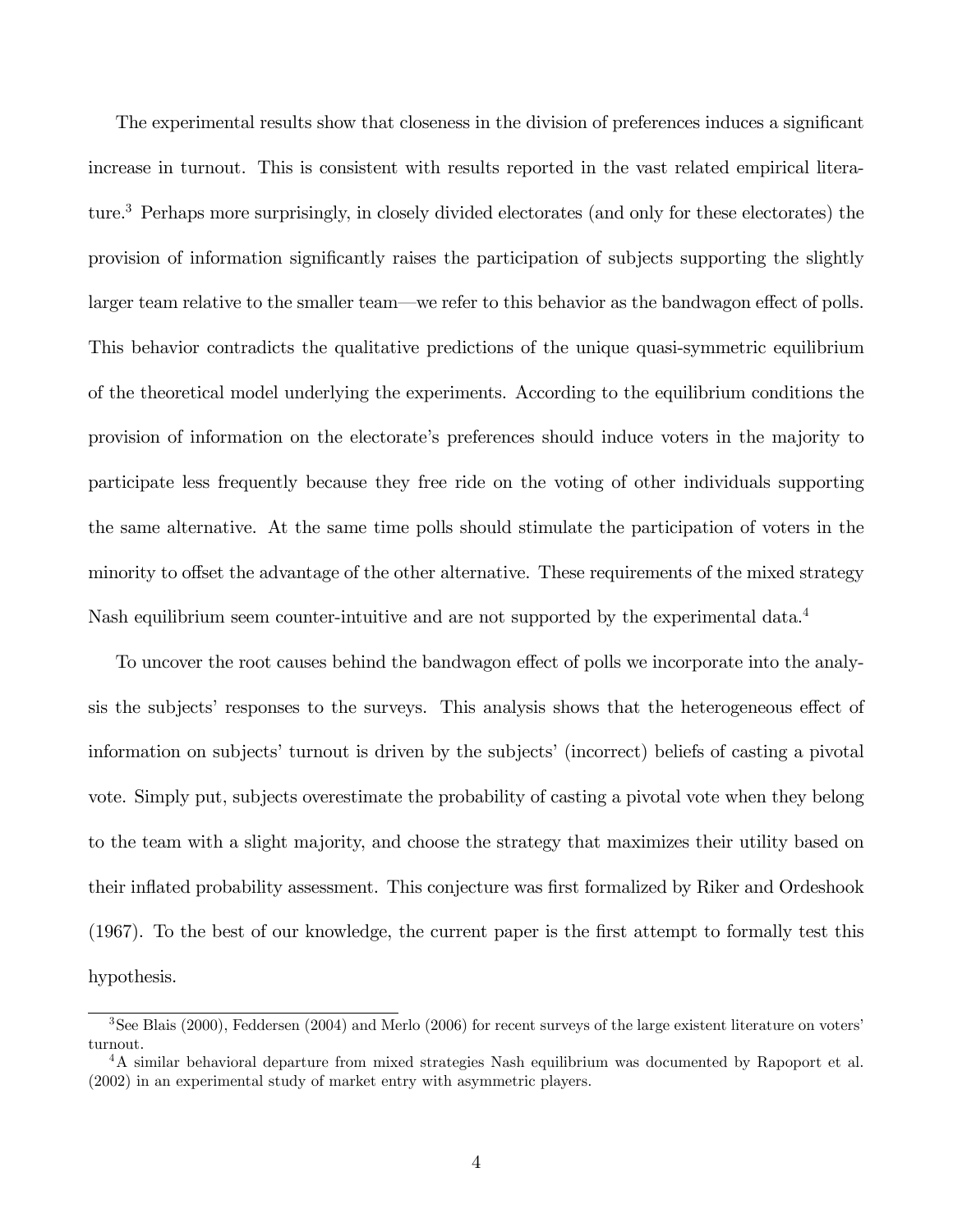The experimental results show that closeness in the division of preferences induces a significant increase in turnout. This is consistent with results reported in the vast related empirical literature.[3] Perhaps more surprisingly, in closely divided electorates (and only for these electorates) the provision of information significantly raises the participation of subjects supporting the slightly larger team relative to the smaller team—we refer to this behavior as the bandwagon effect of polls. This behavior contradicts the qualitative predictions of the unique quasi-symmetric equilibrium of the theoretical model underlying the experiments. According to the equilibrium conditions the provision of information on the electorate's preferences should induce voters in the majority to participate less frequently because they free ride on the voting of other individuals supporting the same alternative. At the same time polls should stimulate the participation of voters in the minority to offset the advantage of the other alternative. These requirements of the mixed strategy Nash equilibrium seem counter-intuitive and are not supported by the experimental data.[4]

To uncover the root causes behind the bandwagon effect of polls we incorporate into the analysis the subjects' responses to the surveys. This analysis shows that the heterogeneous effect of information on subjects' turnout is driven by the subjects' (incorrect) beliefs of casting a pivotal vote. Simply put, subjects overestimate the probability of casting a pivotal vote when they belong to the team with a slight majority, and choose the strategy that maximizes their utility based on their inflated probability assessment. This conjecture was first formalized by Riker and Ordeshook (1967). To the best of our knowledge, the current paper is the first attempt to formally test this hypothesis.

[3] See Blais (2000), Feddersen (2004) and Merlo (2006) for recent surveys of the large existent literature on voters' turnout.

[4] A similar behavioral departure from mixed strategies Nash equilibrium was documented by Rapoport et al. (2002) in an experimental study of market entry with asymmetric players.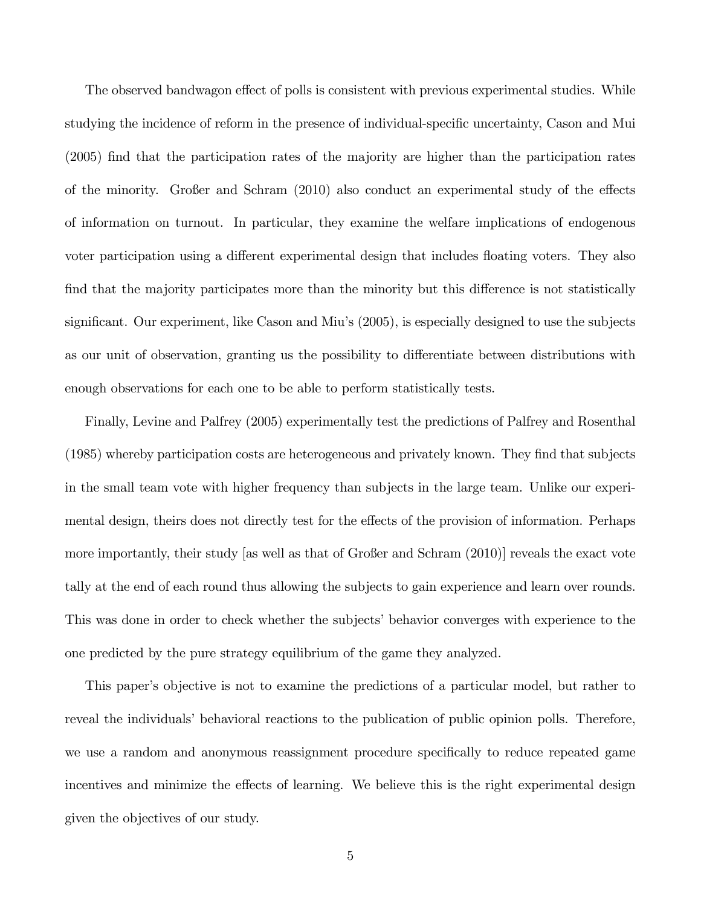The observed bandwagon effect of polls is consistent with previous experimental studies. While studying the incidence of reform in the presence of individual-specific uncertainty, Cason and Mui (2005) find that the participation rates of the majority are higher than the participation rates of the minority. Großer and Schram (2010) also conduct an experimental study of the effects of information on turnout. In particular, they examine the welfare implications of endogenous voter participation using a different experimental design that includes floating voters. They also find that the majority participates more than the minority but this difference is not statistically significant. Our experiment, like Cason and Miu's (2005), is especially designed to use the subjects as our unit of observation, granting us the possibility to differentiate between distributions with enough observations for each one to be able to perform statistically tests.

Finally, Levine and Palfrey (2005) experimentally test the predictions of Palfrey and Rosenthal (1985) whereby participation costs are heterogeneous and privately known. They find that subjects in the small team vote with higher frequency than subjects in the large team. Unlike our experimental design, theirs does not directly test for the effects of the provision of information. Perhaps more importantly, their study [as well as that of Großer and Schram (2010)] reveals the exact vote tally at the end of each round thus allowing the subjects to gain experience and learn over rounds. This was done in order to check whether the subjects' behavior converges with experience to the one predicted by the pure strategy equilibrium of the game they analyzed.

This paper's objective is not to examine the predictions of a particular model, but rather to reveal the individuals' behavioral reactions to the publication of public opinion polls. Therefore, we use a random and anonymous reassignment procedure specifically to reduce repeated game incentives and minimize the effects of learning. We believe this is the right experimental design given the objectives of our study.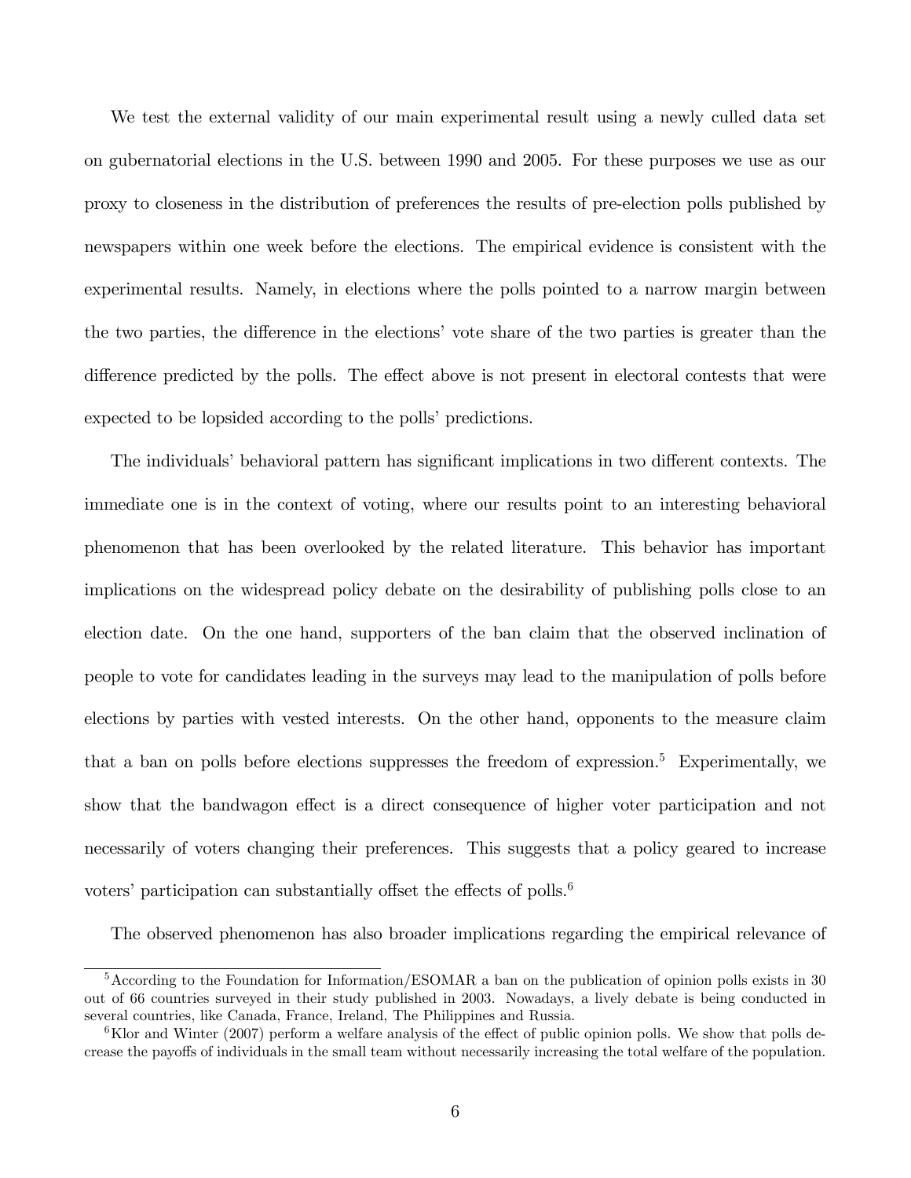We test the external validity of our main experimental result using a newly culled data set on gubernatorial elections in the U.S. between 1990 and 2005. For these purposes we use as our proxy to closeness in the distribution of preferences the results of pre-election polls published by newspapers within one week before the elections. The empirical evidence is consistent with the experimental results. Namely, in elections where the polls pointed to a narrow margin between the two parties, the difference in the elections' vote share of the two parties is greater than the difference predicted by the polls. The effect above is not present in electoral contests that were expected to be lopsided according to the polls' predictions.

The individuals' behavioral pattern has significant implications in two different contexts. The immediate one is in the context of voting, where our results point to an interesting behavioral phenomenon that has been overlooked by the related literature. This behavior has important implications on the widespread policy debate on the desirability of publishing polls close to an election date. On the one hand, supporters of the ban claim that the observed inclination of people to vote for candidates leading in the surveys may lead to the manipulation of polls before elections by parties with vested interests. On the other hand, opponents to the measure claim that a ban on polls before elections suppresses the freedom of expression.[5] Experimentally, we show that the bandwagon effect is a direct consequence of higher voter participation and not necessarily of voters changing their preferences. This suggests that a policy geared to increase voters' participation can substantially offset the effects of polls.[6]

The observed phenomenon has also broader implications regarding the empirical relevance of

[5] According to the Foundation for Information/ESOMAR a ban on the publication of opinion polls exists in 30 out of 66 countries surveyed in their study published in 2003. Nowadays, a lively debate is being conducted in several countries, like Canada, France, Ireland, The Philippines and Russia.

[6] Klor and Winter (2007) perform a welfare analysis of the effect of public opinion polls. We show that polls decrease the payoffs of individuals in the small team without necessarily increasing the total welfare of the population.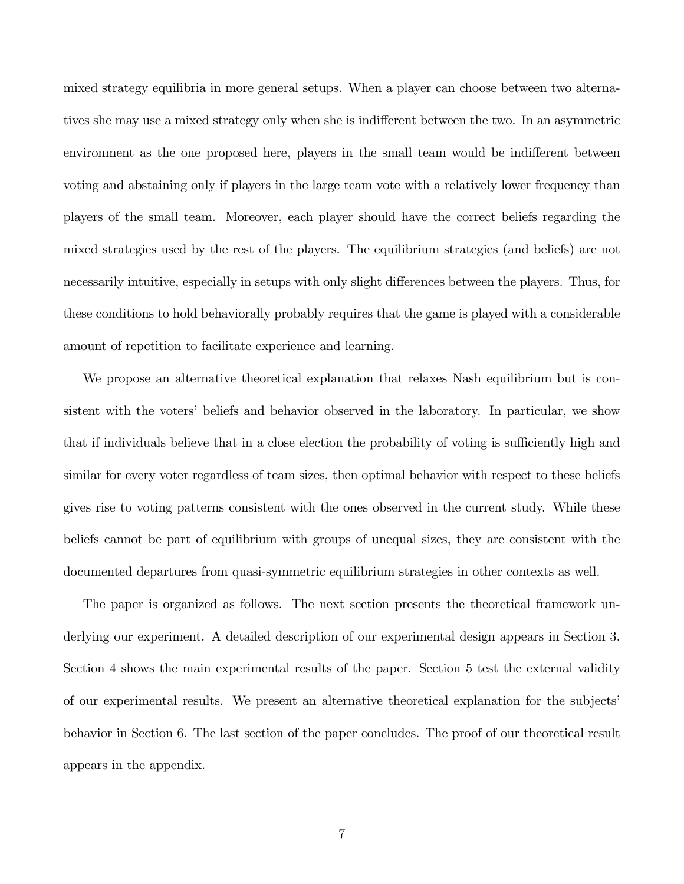mixed strategy equilibria in more general setups. When a player can choose between two alternatives she may use a mixed strategy only when she is indifferent between the two. In an asymmetric environment as the one proposed here, players in the small team would be indifferent between voting and abstaining only if players in the large team vote with a relatively lower frequency than players of the small team. Moreover, each player should have the correct beliefs regarding the mixed strategies used by the rest of the players. The equilibrium strategies (and beliefs) are not necessarily intuitive, especially in setups with only slight differences between the players. Thus, for these conditions to hold behaviorally probably requires that the game is played with a considerable amount of repetition to facilitate experience and learning.

We propose an alternative theoretical explanation that relaxes Nash equilibrium but is consistent with the voters' beliefs and behavior observed in the laboratory. In particular, we show that if individuals believe that in a close election the probability of voting is sufficiently high and similar for every voter regardless of team sizes, then optimal behavior with respect to these beliefs gives rise to voting patterns consistent with the ones observed in the current study. While these beliefs cannot be part of equilibrium with groups of unequal sizes, they are consistent with the documented departures from quasi-symmetric equilibrium strategies in other contexts as well.

The paper is organized as follows. The next section presents the theoretical framework underlying our experiment. A detailed description of our experimental design appears in Section 3. Section 4 shows the main experimental results of the paper. Section 5 test the external validity of our experimental results. We present an alternative theoretical explanation for the subjects' behavior in Section 6. The last section of the paper concludes. The proof of our theoretical result appears in the appendix.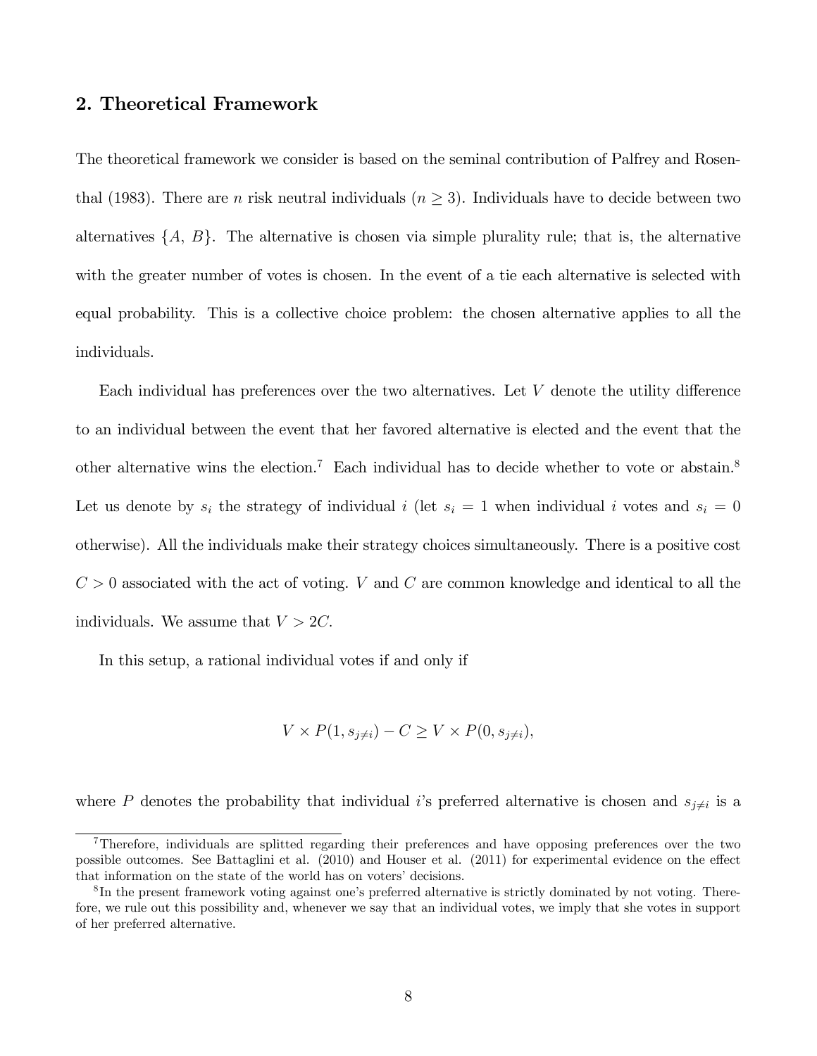## 2. Theoretical Framework

The theoretical framework we consider is based on the seminal contribution of Palfrey and Rosenthal (1983). There are $n$ risk neutral individuals ($n \geq 3$). Individuals have to decide between two alternatives $\{A, B\}$. The alternative is chosen via simple plurality rule; that is, the alternative with the greater number of votes is chosen. In the event of a tie each alternative is selected with equal probability. This is a collective choice problem: the chosen alternative applies to all the individuals.

Each individual has preferences over the two alternatives. Let $V$ denote the utility difference to an individual between the event that her favored alternative is elected and the event that the other alternative wins the election.[7] Each individual has to decide whether to vote or abstain.[8] Let us denote by $s_i$ the strategy of individual $i$ (let $s_i = 1$ when individual $i$ votes and $s_i = 0$ otherwise). All the individuals make their strategy choices simultaneously. There is a positive cost $C > 0$ associated with the act of voting. $V$ and $C$ are common knowledge and identical to all the individuals. We assume that $V > 2C$.

In this setup, a rational individual votes if and only if

$$V \times P(1, s_{j \neq i}) - C \geq V \times P(0, s_{j \neq i}),$$

where $P$ denotes the probability that individual $i$'s preferred alternative is chosen and $s_{j \neq i}$ is a

---

[7] Therefore, individuals are splitted regarding their preferences and have opposing preferences over the two possible outcomes. See Battaglini et al. (2010) and Houser et al. (2011) for experimental evidence on the effect that information on the state of the world has on voters' decisions.

[8] In the present framework voting against one's preferred alternative is strictly dominated by not voting. Therefore, we rule out this possibility and, whenever we say that an individual votes, we imply that she votes in support of her preferred alternative.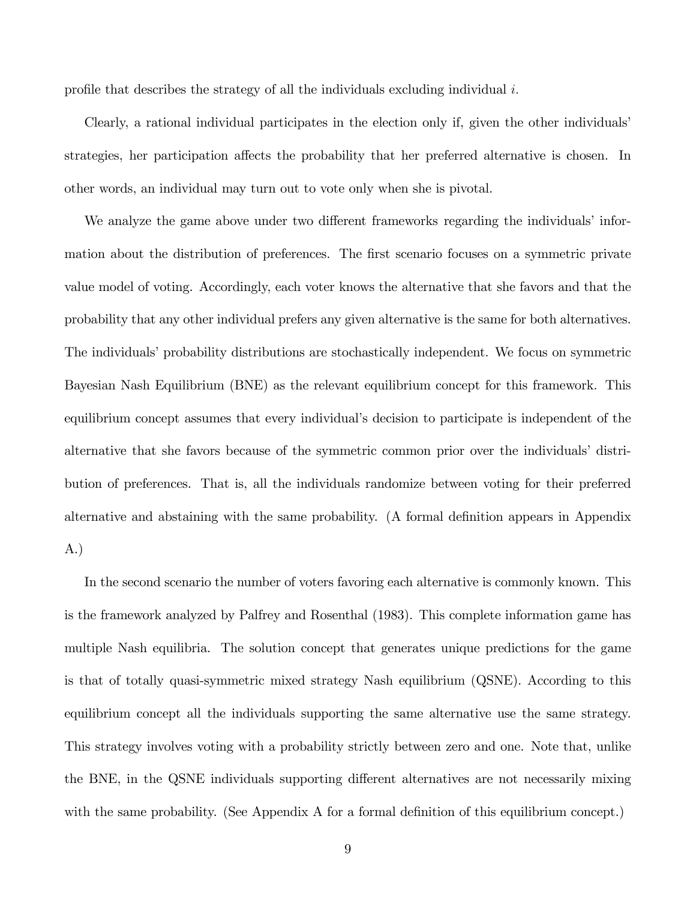profile that describes the strategy of all the individuals excluding individual $i$.

Clearly, a rational individual participates in the election only if, given the other individuals' strategies, her participation affects the probability that her preferred alternative is chosen. In other words, an individual may turn out to vote only when she is pivotal.

We analyze the game above under two different frameworks regarding the individuals' information about the distribution of preferences. The first scenario focuses on a symmetric private value model of voting. Accordingly, each voter knows the alternative that she favors and that the probability that any other individual prefers any given alternative is the same for both alternatives. The individuals' probability distributions are stochastically independent. We focus on symmetric Bayesian Nash Equilibrium (BNE) as the relevant equilibrium concept for this framework. This equilibrium concept assumes that every individual's decision to participate is independent of the alternative that she favors because of the symmetric common prior over the individuals' distribution of preferences. That is, all the individuals randomize between voting for their preferred alternative and abstaining with the same probability. (A formal definition appears in Appendix A.)

In the second scenario the number of voters favoring each alternative is commonly known. This is the framework analyzed by Palfrey and Rosenthal (1983). This complete information game has multiple Nash equilibria. The solution concept that generates unique predictions for the game is that of totally quasi-symmetric mixed strategy Nash equilibrium (QSNE). According to this equilibrium concept all the individuals supporting the same alternative use the same strategy. This strategy involves voting with a probability strictly between zero and one. Note that, unlike the BNE, in the QSNE individuals supporting different alternatives are not necessarily mixing with the same probability. (See Appendix A for a formal definition of this equilibrium concept.)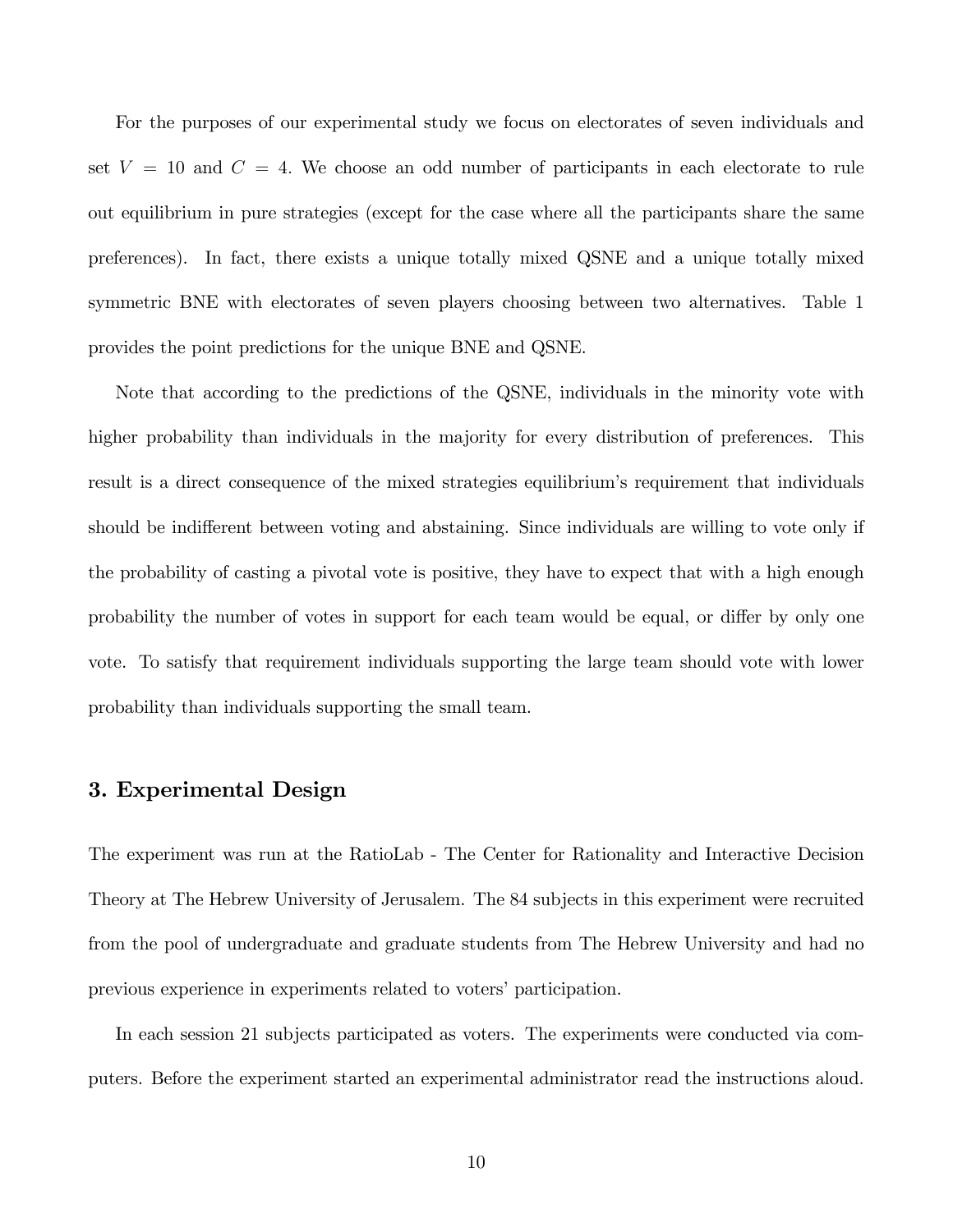For the purposes of our experimental study we focus on electorates of seven individuals and set $V = 10$ and $C = 4$. We choose an odd number of participants in each electorate to rule out equilibrium in pure strategies (except for the case where all the participants share the same preferences). In fact, there exists a unique totally mixed QSNE and a unique totally mixed symmetric BNE with electorates of seven players choosing between two alternatives. Table 1 provides the point predictions for the unique BNE and QSNE.

Note that according to the predictions of the QSNE, individuals in the minority vote with higher probability than individuals in the majority for every distribution of preferences. This result is a direct consequence of the mixed strategies equilibrium's requirement that individuals should be indifferent between voting and abstaining. Since individuals are willing to vote only if the probability of casting a pivotal vote is positive, they have to expect that with a high enough probability the number of votes in support for each team would be equal, or differ by only one vote. To satisfy that requirement individuals supporting the large team should vote with lower probability than individuals supporting the small team.

## 3. Experimental Design

The experiment was run at the RatioLab - The Center for Rationality and Interactive Decision Theory at The Hebrew University of Jerusalem. The 84 subjects in this experiment were recruited from the pool of undergraduate and graduate students from The Hebrew University and had no previous experience in experiments related to voters' participation.

In each session 21 subjects participated as voters. The experiments were conducted via computers. Before the experiment started an experimental administrator read the instructions aloud.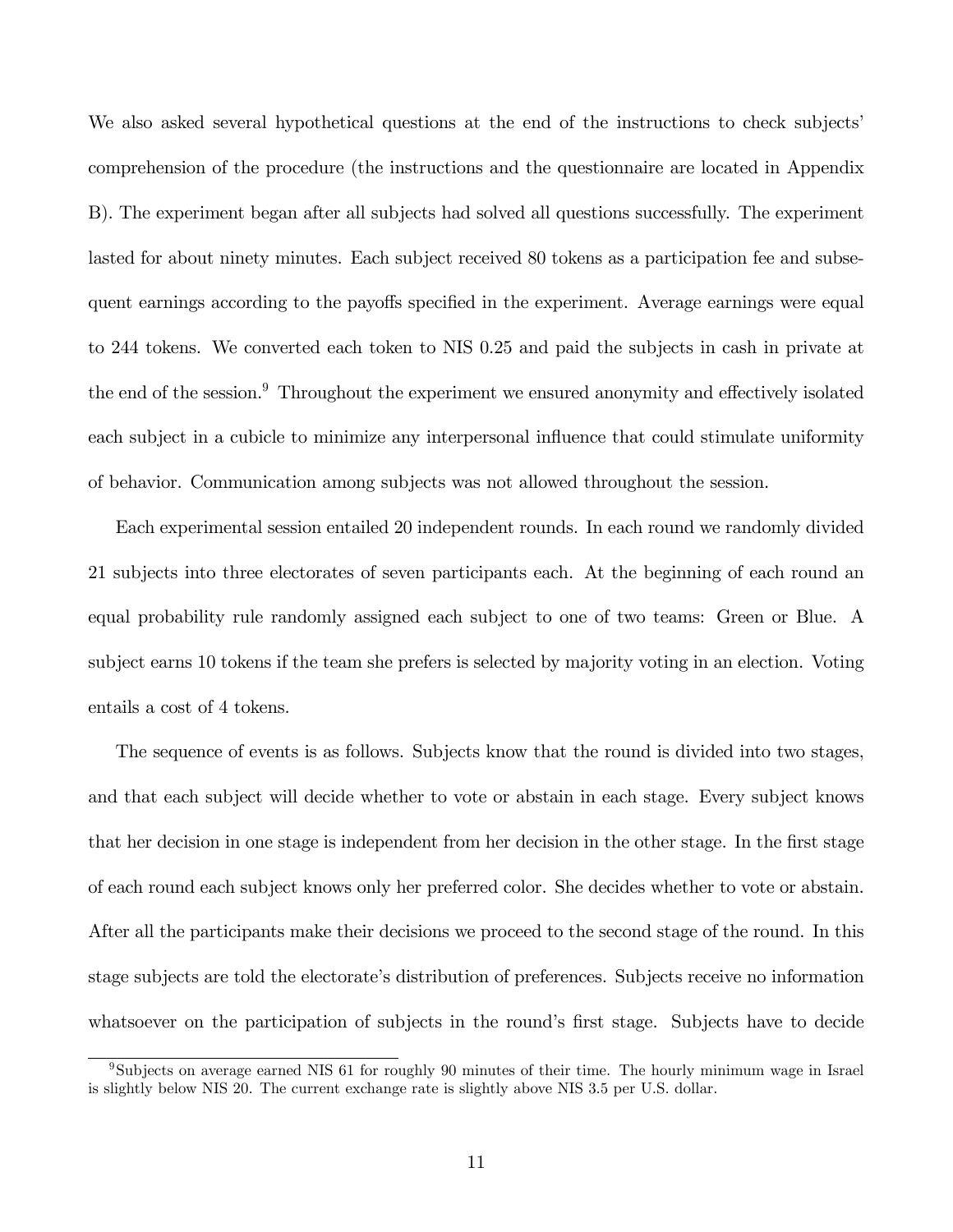We also asked several hypothetical questions at the end of the instructions to check subjects' comprehension of the procedure (the instructions and the questionnaire are located in Appendix B). The experiment began after all subjects had solved all questions successfully. The experiment lasted for about ninety minutes. Each subject received 80 tokens as a participation fee and subsequent earnings according to the payoffs specified in the experiment. Average earnings were equal to 244 tokens. We converted each token to NIS 0.25 and paid the subjects in cash in private at the end of the session.[9] Throughout the experiment we ensured anonymity and effectively isolated each subject in a cubicle to minimize any interpersonal influence that could stimulate uniformity of behavior. Communication among subjects was not allowed throughout the session.

Each experimental session entailed 20 independent rounds. In each round we randomly divided 21 subjects into three electorates of seven participants each. At the beginning of each round an equal probability rule randomly assigned each subject to one of two teams: Green or Blue. A subject earns 10 tokens if the team she prefers is selected by majority voting in an election. Voting entails a cost of 4 tokens.

The sequence of events is as follows. Subjects know that the round is divided into two stages, and that each subject will decide whether to vote or abstain in each stage. Every subject knows that her decision in one stage is independent from her decision in the other stage. In the first stage of each round each subject knows only her preferred color. She decides whether to vote or abstain. After all the participants make their decisions we proceed to the second stage of the round. In this stage subjects are told the electorate's distribution of preferences. Subjects receive no information whatsoever on the participation of subjects in the round's first stage. Subjects have to decide

[9] Subjects on average earned NIS 61 for roughly 90 minutes of their time. The hourly minimum wage in Israel is slightly below NIS 20. The current exchange rate is slightly above NIS 3.5 per U.S. dollar.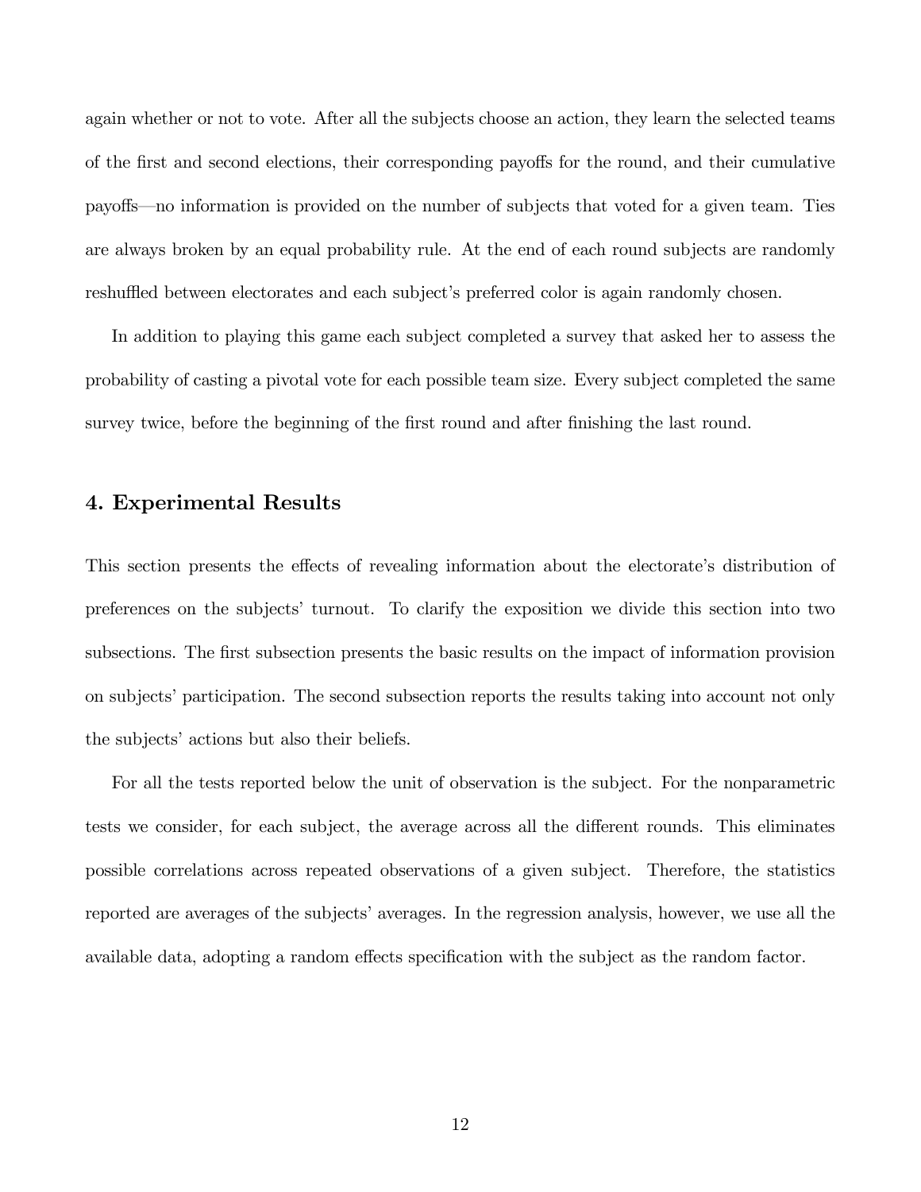again whether or not to vote. After all the subjects choose an action, they learn the selected teams of the first and second elections, their corresponding payoffs for the round, and their cumulative payoffs—no information is provided on the number of subjects that voted for a given team. Ties are always broken by an equal probability rule. At the end of each round subjects are randomly reshuffled between electorates and each subject's preferred color is again randomly chosen.

In addition to playing this game each subject completed a survey that asked her to assess the probability of casting a pivotal vote for each possible team size. Every subject completed the same survey twice, before the beginning of the first round and after finishing the last round.

## 4. Experimental Results

This section presents the effects of revealing information about the electorate's distribution of preferences on the subjects' turnout. To clarify the exposition we divide this section into two subsections. The first subsection presents the basic results on the impact of information provision on subjects' participation. The second subsection reports the results taking into account not only the subjects' actions but also their beliefs.

For all the tests reported below the unit of observation is the subject. For the nonparametric tests we consider, for each subject, the average across all the different rounds. This eliminates possible correlations across repeated observations of a given subject. Therefore, the statistics reported are averages of the subjects' averages. In the regression analysis, however, we use all the available data, adopting a random effects specification with the subject as the random factor.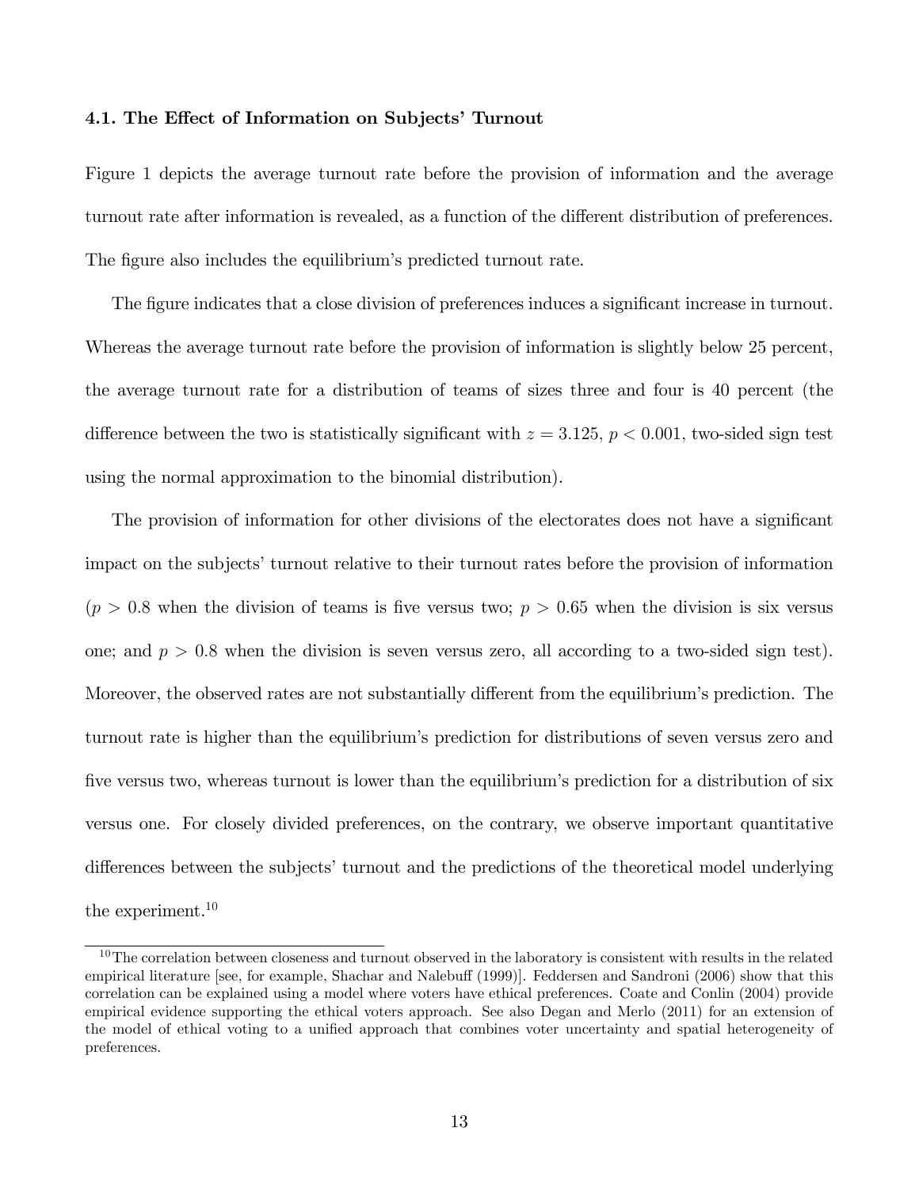### 4.1. The Effect of Information on Subjects' Turnout

Figure 1 depicts the average turnout rate before the provision of information and the average turnout rate after information is revealed, as a function of the different distribution of preferences. The figure also includes the equilibrium's predicted turnout rate.

The figure indicates that a close division of preferences induces a significant increase in turnout. Whereas the average turnout rate before the provision of information is slightly below 25 percent, the average turnout rate for a distribution of teams of sizes three and four is 40 percent (the difference between the two is statistically significant with $z = 3.125$, $p < 0.001$, two-sided sign test using the normal approximation to the binomial distribution).

The provision of information for other divisions of the electorates does not have a significant impact on the subjects' turnout relative to their turnout rates before the provision of information ($p > 0.8$ when the division of teams is five versus two; $p > 0.65$ when the division is six versus one; and $p > 0.8$ when the division is seven versus zero, all according to a two-sided sign test). Moreover, the observed rates are not substantially different from the equilibrium's prediction. The turnout rate is higher than the equilibrium's prediction for distributions of seven versus zero and five versus two, whereas turnout is lower than the equilibrium's prediction for a distribution of six versus one. For closely divided preferences, on the contrary, we observe important quantitative differences between the subjects' turnout and the predictions of the theoretical model underlying the experiment.[10]

[10] The correlation between closeness and turnout observed in the laboratory is consistent with results in the related empirical literature [see, for example, Shachar and Nalebuff (1999)]. Feddersen and Sandroni (2006) show that this correlation can be explained using a model where voters have ethical preferences. Coate and Conlin (2004) provide empirical evidence supporting the ethical voters approach. See also Degan and Merlo (2011) for an extension of the model of ethical voting to a unified approach that combines voter uncertainty and spatial heterogeneity of preferences.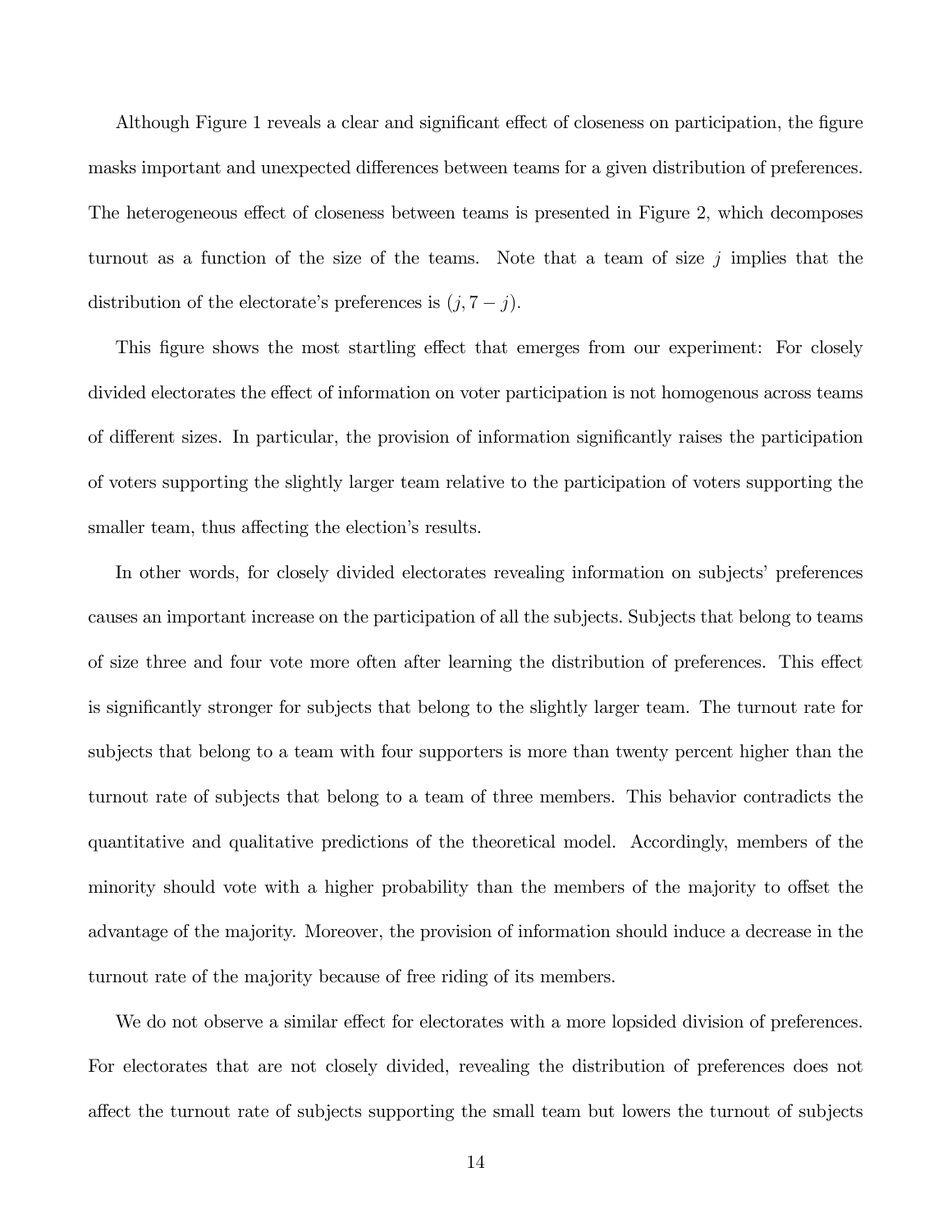Although Figure 1 reveals a clear and significant effect of closeness on participation, the figure masks important and unexpected differences between teams for a given distribution of preferences. The heterogeneous effect of closeness between teams is presented in Figure 2, which decomposes turnout as a function of the size of the teams. Note that a team of size $j$ implies that the distribution of the electorate's preferences is $(j, 7 - j)$.

This figure shows the most startling effect that emerges from our experiment: For closely divided electorates the effect of information on voter participation is not homogenous across teams of different sizes. In particular, the provision of information significantly raises the participation of voters supporting the slightly larger team relative to the participation of voters supporting the smaller team, thus affecting the election's results.

In other words, for closely divided electorates revealing information on subjects' preferences causes an important increase on the participation of all the subjects. Subjects that belong to teams of size three and four vote more often after learning the distribution of preferences. This effect is significantly stronger for subjects that belong to the slightly larger team. The turnout rate for subjects that belong to a team with four supporters is more than twenty percent higher than the turnout rate of subjects that belong to a team of three members. This behavior contradicts the quantitative and qualitative predictions of the theoretical model. Accordingly, members of the minority should vote with a higher probability than the members of the majority to offset the advantage of the majority. Moreover, the provision of information should induce a decrease in the turnout rate of the majority because of free riding of its members.

We do not observe a similar effect for electorates with a more lopsided division of preferences. For electorates that are not closely divided, revealing the distribution of preferences does not affect the turnout rate of subjects supporting the small team but lowers the turnout of subjects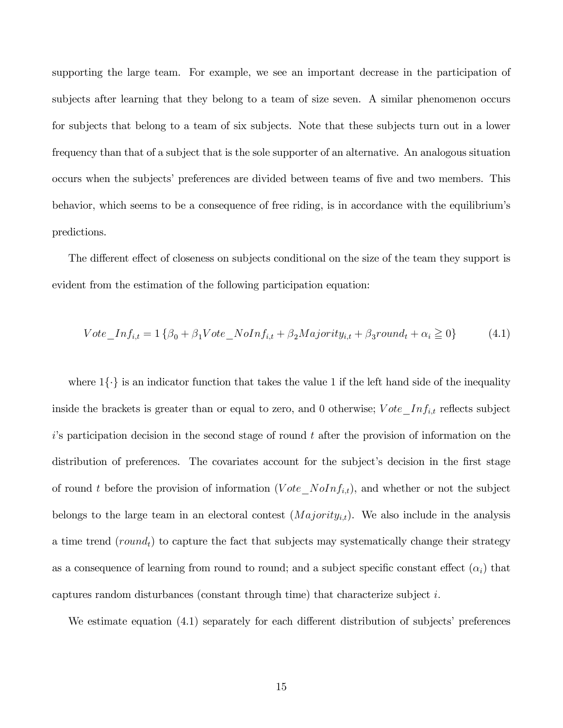supporting the large team. For example, we see an important decrease in the participation of subjects after learning that they belong to a team of size seven. A similar phenomenon occurs for subjects that belong to a team of six subjects. Note that these subjects turn out in a lower frequency than that of a subject that is the sole supporter of an alternative. An analogous situation occurs when the subjects' preferences are divided between teams of five and two members. This behavior, which seems to be a consequence of free riding, is in accordance with the equilibrium's predictions.

The different effect of closeness on subjects conditional on the size of the team they support is evident from the estimation of the following participation equation:

$$Vote\_Inf_{i,t} = 1\left\{\beta_0 + \beta_1 Vote\_NoInf_{i,t} + \beta_2 Majority_{i,t} + \beta_3 round_t + \alpha_i \geqq 0\right\} \tag{4.1}$$

where $1\{\cdot\}$ is an indicator function that takes the value 1 if the left hand side of the inequality inside the brackets is greater than or equal to zero, and 0 otherwise; $Vote\_Inf_{i,t}$ reflects subject $i$'s participation decision in the second stage of round $t$ after the provision of information on the distribution of preferences. The covariates account for the subject's decision in the first stage of round $t$ before the provision of information ($Vote\_NoInf_{i,t}$), and whether or not the subject belongs to the large team in an electoral contest ($Majority_{i,t}$). We also include in the analysis a time trend ($round_t$) to capture the fact that subjects may systematically change their strategy as a consequence of learning from round to round; and a subject specific constant effect ($\alpha_i$) that captures random disturbances (constant through time) that characterize subject $i$.

We estimate equation (4.1) separately for each different distribution of subjects' preferences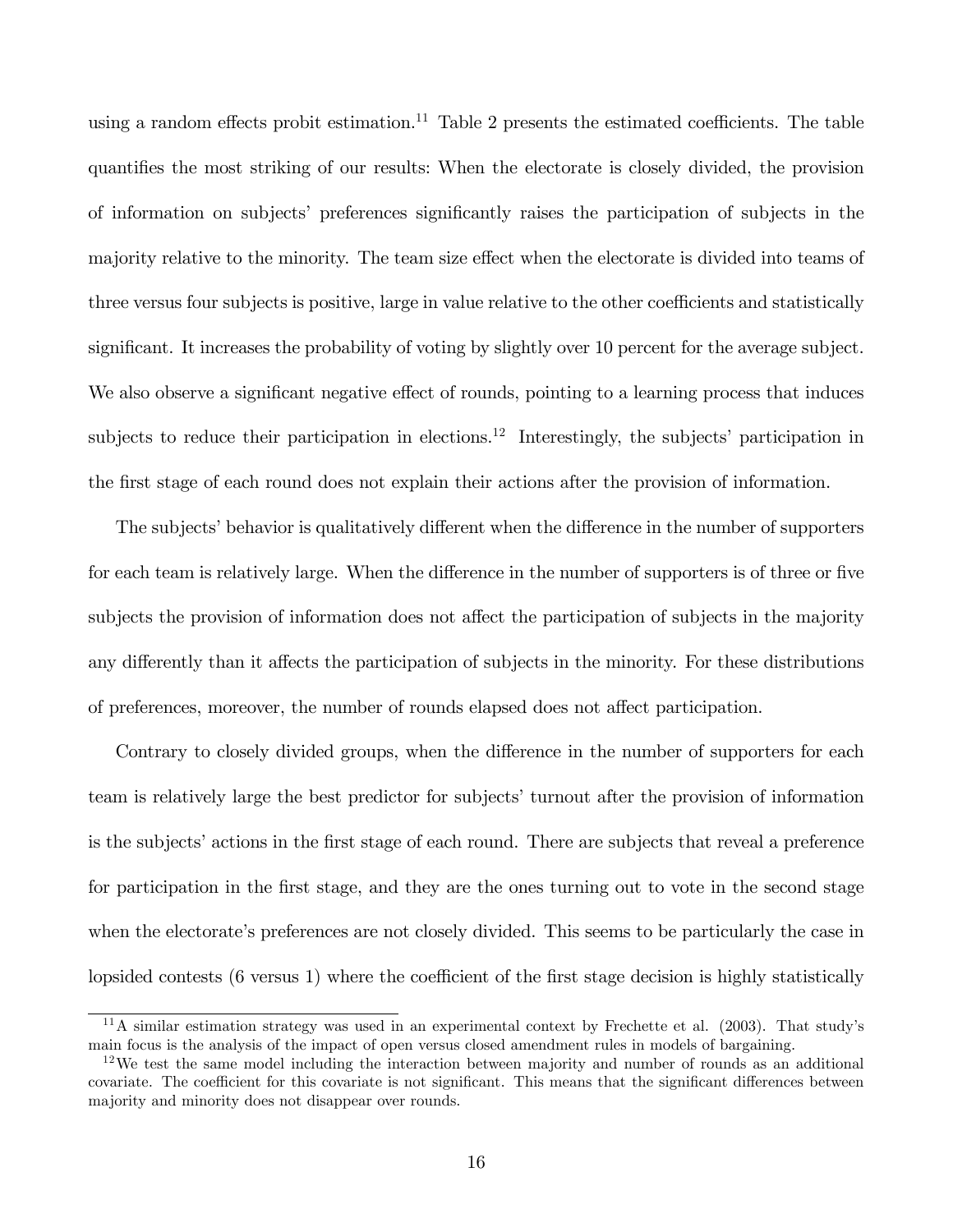using a random effects probit estimation.[11] Table 2 presents the estimated coefficients. The table quantifies the most striking of our results: When the electorate is closely divided, the provision of information on subjects' preferences significantly raises the participation of subjects in the majority relative to the minority. The team size effect when the electorate is divided into teams of three versus four subjects is positive, large in value relative to the other coefficients and statistically significant. It increases the probability of voting by slightly over 10 percent for the average subject. We also observe a significant negative effect of rounds, pointing to a learning process that induces subjects to reduce their participation in elections.[12] Interestingly, the subjects' participation in the first stage of each round does not explain their actions after the provision of information.

The subjects' behavior is qualitatively different when the difference in the number of supporters for each team is relatively large. When the difference in the number of supporters is of three or five subjects the provision of information does not affect the participation of subjects in the majority any differently than it affects the participation of subjects in the minority. For these distributions of preferences, moreover, the number of rounds elapsed does not affect participation.

Contrary to closely divided groups, when the difference in the number of supporters for each team is relatively large the best predictor for subjects' turnout after the provision of information is the subjects' actions in the first stage of each round. There are subjects that reveal a preference for participation in the first stage, and they are the ones turning out to vote in the second stage when the electorate's preferences are not closely divided. This seems to be particularly the case in lopsided contests (6 versus 1) where the coefficient of the first stage decision is highly statistically

[11] A similar estimation strategy was used in an experimental context by Frechette et al. (2003). That study's main focus is the analysis of the impact of open versus closed amendment rules in models of bargaining.

[12] We test the same model including the interaction between majority and number of rounds as an additional covariate. The coefficient for this covariate is not significant. This means that the significant differences between majority and minority does not disappear over rounds.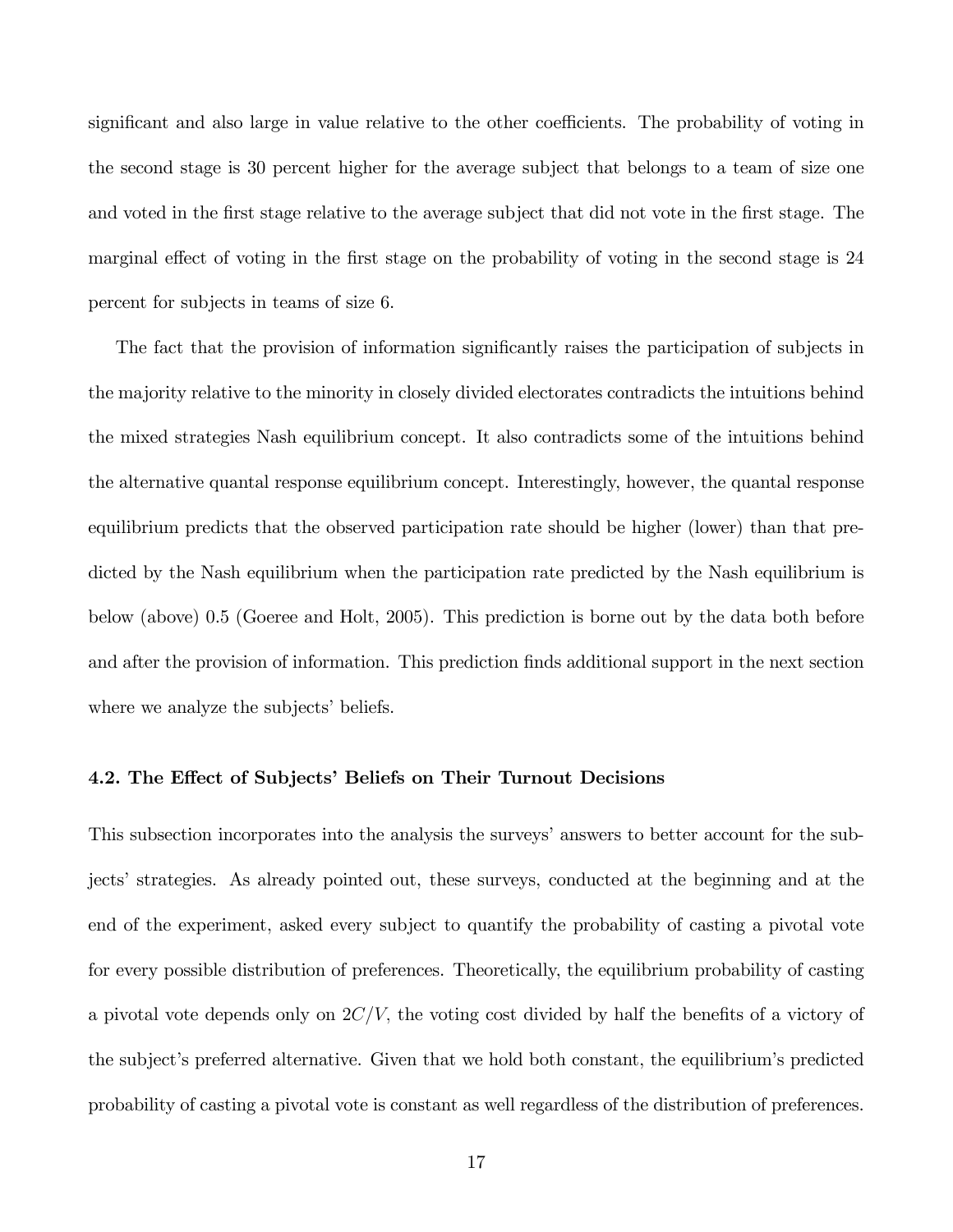significant and also large in value relative to the other coefficients. The probability of voting in the second stage is 30 percent higher for the average subject that belongs to a team of size one and voted in the first stage relative to the average subject that did not vote in the first stage. The marginal effect of voting in the first stage on the probability of voting in the second stage is 24 percent for subjects in teams of size 6.

The fact that the provision of information significantly raises the participation of subjects in the majority relative to the minority in closely divided electorates contradicts the intuitions behind the mixed strategies Nash equilibrium concept. It also contradicts some of the intuitions behind the alternative quantal response equilibrium concept. Interestingly, however, the quantal response equilibrium predicts that the observed participation rate should be higher (lower) than that predicted by the Nash equilibrium when the participation rate predicted by the Nash equilibrium is below (above) 0.5 (Goeree and Holt, 2005). This prediction is borne out by the data both before and after the provision of information. This prediction finds additional support in the next section where we analyze the subjects' beliefs.

### 4.2. The Effect of Subjects' Beliefs on Their Turnout Decisions

This subsection incorporates into the analysis the surveys' answers to better account for the subjects' strategies. As already pointed out, these surveys, conducted at the beginning and at the end of the experiment, asked every subject to quantify the probability of casting a pivotal vote for every possible distribution of preferences. Theoretically, the equilibrium probability of casting a pivotal vote depends only on $2C/V$, the voting cost divided by half the benefits of a victory of the subject's preferred alternative. Given that we hold both constant, the equilibrium's predicted probability of casting a pivotal vote is constant as well regardless of the distribution of preferences.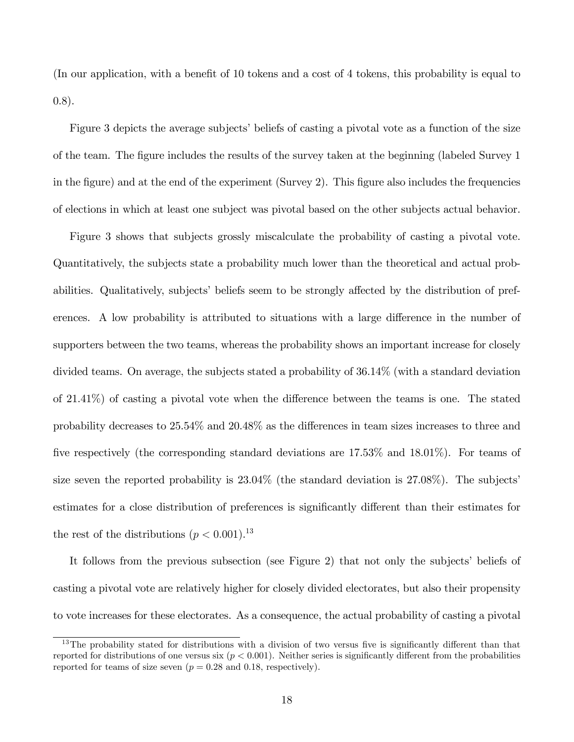(In our application, with a benefit of 10 tokens and a cost of 4 tokens, this probability is equal to 0.8).

Figure 3 depicts the average subjects' beliefs of casting a pivotal vote as a function of the size of the team. The figure includes the results of the survey taken at the beginning (labeled Survey 1 in the figure) and at the end of the experiment (Survey 2). This figure also includes the frequencies of elections in which at least one subject was pivotal based on the other subjects actual behavior.

Figure 3 shows that subjects grossly miscalculate the probability of casting a pivotal vote. Quantitatively, the subjects state a probability much lower than the theoretical and actual probabilities. Qualitatively, subjects' beliefs seem to be strongly affected by the distribution of preferences. A low probability is attributed to situations with a large difference in the number of supporters between the two teams, whereas the probability shows an important increase for closely divided teams. On average, the subjects stated a probability of 36.14% (with a standard deviation of 21.41%) of casting a pivotal vote when the difference between the teams is one. The stated probability decreases to 25.54% and 20.48% as the differences in team sizes increases to three and five respectively (the corresponding standard deviations are 17.53% and 18.01%). For teams of size seven the reported probability is 23.04% (the standard deviation is 27.08%). The subjects' estimates for a close distribution of preferences is significantly different than their estimates for the rest of the distributions ($p < 0.001$).[13]

It follows from the previous subsection (see Figure 2) that not only the subjects' beliefs of casting a pivotal vote are relatively higher for closely divided electorates, but also their propensity to vote increases for these electorates. As a consequence, the actual probability of casting a pivotal

[13] The probability stated for distributions with a division of two versus five is significantly different than that reported for distributions of one versus six ($p < 0.001$). Neither series is significantly different from the probabilities reported for teams of size seven ($p = 0.28$ and $0.18$, respectively).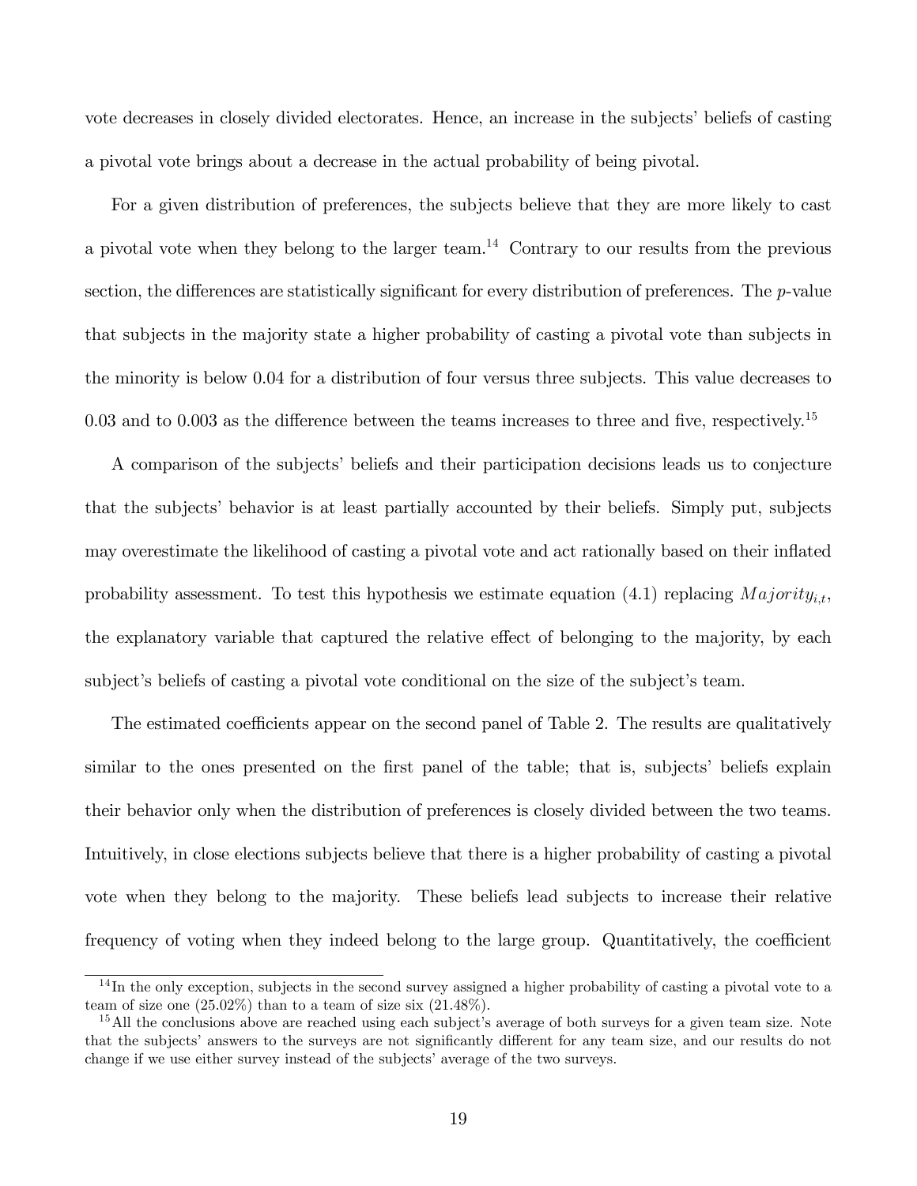vote decreases in closely divided electorates. Hence, an increase in the subjects' beliefs of casting a pivotal vote brings about a decrease in the actual probability of being pivotal.

For a given distribution of preferences, the subjects believe that they are more likely to cast a pivotal vote when they belong to the larger team.[14] Contrary to our results from the previous section, the differences are statistically significant for every distribution of preferences. The $p$-value that subjects in the majority state a higher probability of casting a pivotal vote than subjects in the minority is below 0.04 for a distribution of four versus three subjects. This value decreases to 0.03 and to 0.003 as the difference between the teams increases to three and five, respectively.[15]

A comparison of the subjects' beliefs and their participation decisions leads us to conjecture that the subjects' behavior is at least partially accounted by their beliefs. Simply put, subjects may overestimate the likelihood of casting a pivotal vote and act rationally based on their inflated probability assessment. To test this hypothesis we estimate equation (4.1) replacing $Majority_{i,t}$, the explanatory variable that captured the relative effect of belonging to the majority, by each subject's beliefs of casting a pivotal vote conditional on the size of the subject's team.

The estimated coefficients appear on the second panel of Table 2. The results are qualitatively similar to the ones presented on the first panel of the table; that is, subjects' beliefs explain their behavior only when the distribution of preferences is closely divided between the two teams. Intuitively, in close elections subjects believe that there is a higher probability of casting a pivotal vote when they belong to the majority. These beliefs lead subjects to increase their relative frequency of voting when they indeed belong to the large group. Quantitatively, the coefficient

[14] In the only exception, subjects in the second survey assigned a higher probability of casting a pivotal vote to a team of size one (25.02%) than to a team of size six (21.48%).

[15] All the conclusions above are reached using each subject's average of both surveys for a given team size. Note that the subjects' answers to the surveys are not significantly different for any team size, and our results do not change if we use either survey instead of the subjects' average of the two surveys.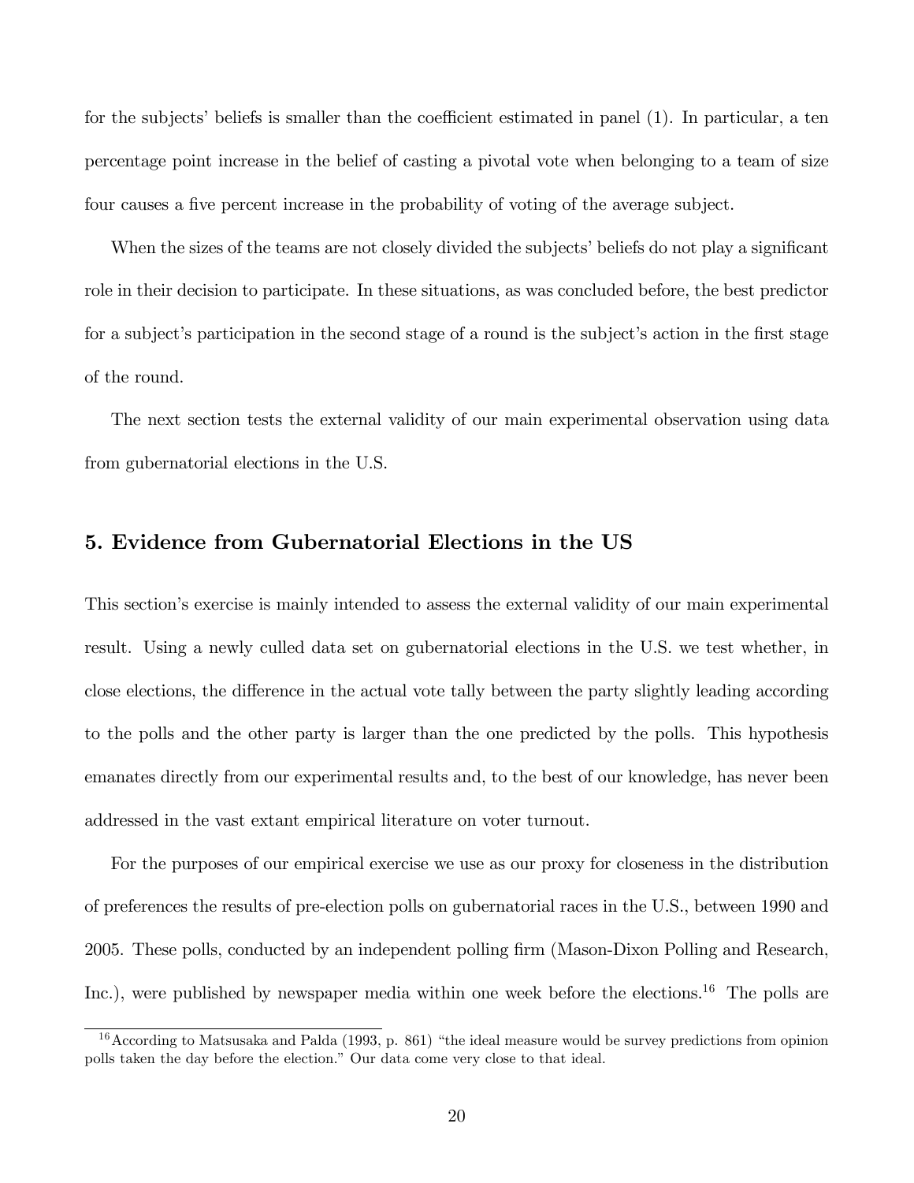for the subjects' beliefs is smaller than the coefficient estimated in panel (1). In particular, a ten percentage point increase in the belief of casting a pivotal vote when belonging to a team of size four causes a five percent increase in the probability of voting of the average subject.

When the sizes of the teams are not closely divided the subjects' beliefs do not play a significant role in their decision to participate. In these situations, as was concluded before, the best predictor for a subject's participation in the second stage of a round is the subject's action in the first stage of the round.

The next section tests the external validity of our main experimental observation using data from gubernatorial elections in the U.S.

## 5. Evidence from Gubernatorial Elections in the US

This section's exercise is mainly intended to assess the external validity of our main experimental result. Using a newly culled data set on gubernatorial elections in the U.S. we test whether, in close elections, the difference in the actual vote tally between the party slightly leading according to the polls and the other party is larger than the one predicted by the polls. This hypothesis emanates directly from our experimental results and, to the best of our knowledge, has never been addressed in the vast extant empirical literature on voter turnout.

For the purposes of our empirical exercise we use as our proxy for closeness in the distribution of preferences the results of pre-election polls on gubernatorial races in the U.S., between 1990 and 2005. These polls, conducted by an independent polling firm (Mason-Dixon Polling and Research, Inc.), were published by newspaper media within one week before the elections.[16] The polls are

[16] According to Matsusaka and Palda (1993, p. 861) "the ideal measure would be survey predictions from opinion polls taken the day before the election." Our data come very close to that ideal.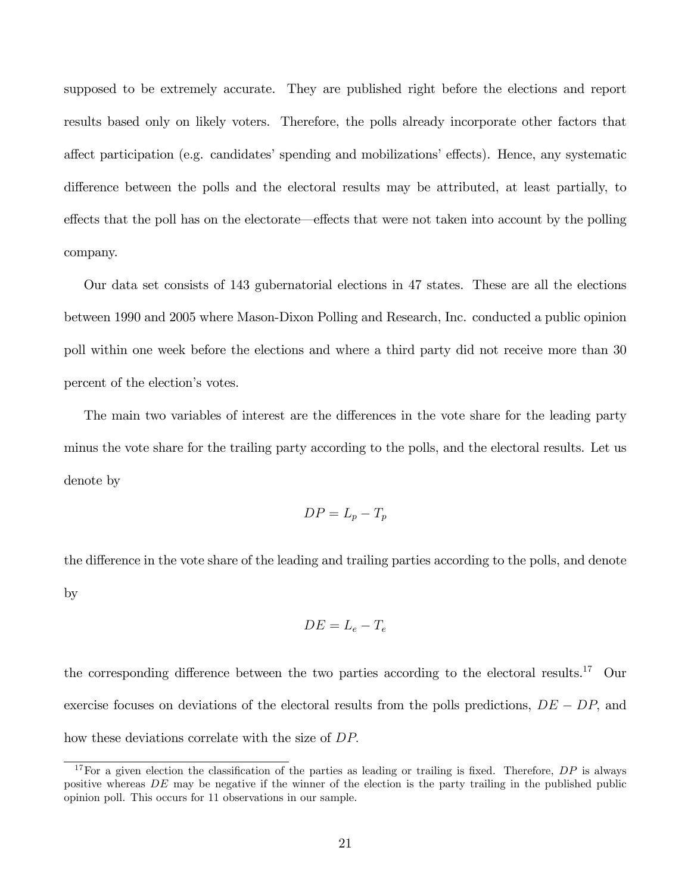supposed to be extremely accurate. They are published right before the elections and report results based only on likely voters. Therefore, the polls already incorporate other factors that affect participation (e.g. candidates' spending and mobilizations' effects). Hence, any systematic difference between the polls and the electoral results may be attributed, at least partially, to effects that the poll has on the electorate—effects that were not taken into account by the polling company.

Our data set consists of 143 gubernatorial elections in 47 states. These are all the elections between 1990 and 2005 where Mason-Dixon Polling and Research, Inc. conducted a public opinion poll within one week before the elections and where a third party did not receive more than 30 percent of the election's votes.

The main two variables of interest are the differences in the vote share for the leading party minus the vote share for the trailing party according to the polls, and the electoral results. Let us denote by

$$DP = L_p - T_p$$

the difference in the vote share of the leading and trailing parties according to the polls, and denote by

$$DE = L_e - T_e$$

the corresponding difference between the two parties according to the electoral results.[17] Our exercise focuses on deviations of the electoral results from the polls predictions, $DE - DP$, and how these deviations correlate with the size of $DP$.

[17] For a given election the classification of the parties as leading or trailing is fixed. Therefore, $DP$ is always positive whereas $DE$ may be negative if the winner of the election is the party trailing in the published public opinion poll. This occurs for 11 observations in our sample.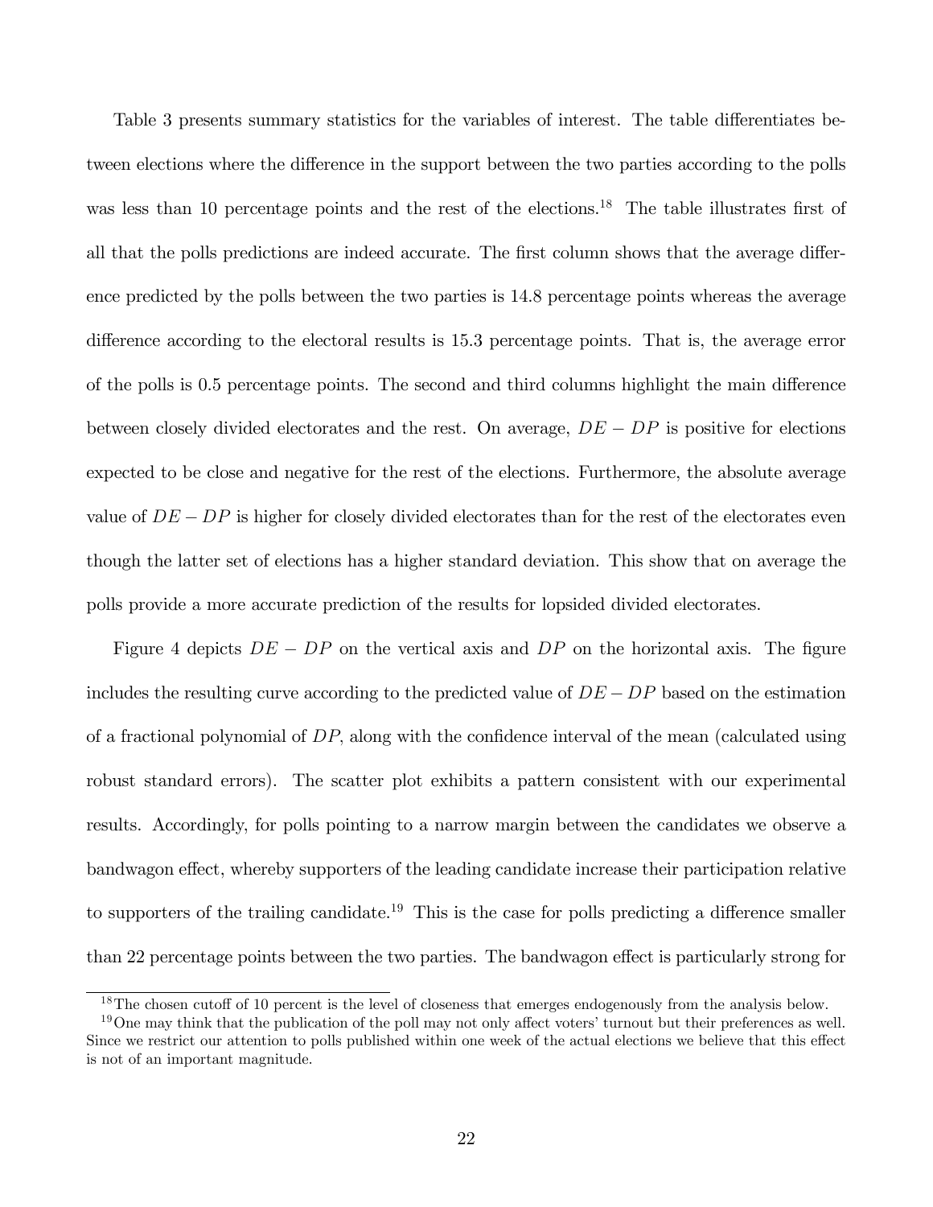Table 3 presents summary statistics for the variables of interest. The table differentiates between elections where the difference in the support between the two parties according to the polls was less than 10 percentage points and the rest of the elections.[18] The table illustrates first of all that the polls predictions are indeed accurate. The first column shows that the average difference predicted by the polls between the two parties is 14.8 percentage points whereas the average difference according to the electoral results is 15.3 percentage points. That is, the average error of the polls is 0.5 percentage points. The second and third columns highlight the main difference between closely divided electorates and the rest. On average, $DE - DP$ is positive for elections expected to be close and negative for the rest of the elections. Furthermore, the absolute average value of $DE - DP$ is higher for closely divided electorates than for the rest of the electorates even though the latter set of elections has a higher standard deviation. This show that on average the polls provide a more accurate prediction of the results for lopsided divided electorates.

Figure 4 depicts $DE - DP$ on the vertical axis and $DP$ on the horizontal axis. The figure includes the resulting curve according to the predicted value of $DE - DP$ based on the estimation of a fractional polynomial of $DP$, along with the confidence interval of the mean (calculated using robust standard errors). The scatter plot exhibits a pattern consistent with our experimental results. Accordingly, for polls pointing to a narrow margin between the candidates we observe a bandwagon effect, whereby supporters of the leading candidate increase their participation relative to supporters of the trailing candidate.[19] This is the case for polls predicting a difference smaller than 22 percentage points between the two parties. The bandwagon effect is particularly strong for

[18] The chosen cutoff of 10 percent is the level of closeness that emerges endogenously from the analysis below.

[19] One may think that the publication of the poll may not only affect voters' turnout but their preferences as well. Since we restrict our attention to polls published within one week of the actual elections we believe that this effect is not of an important magnitude.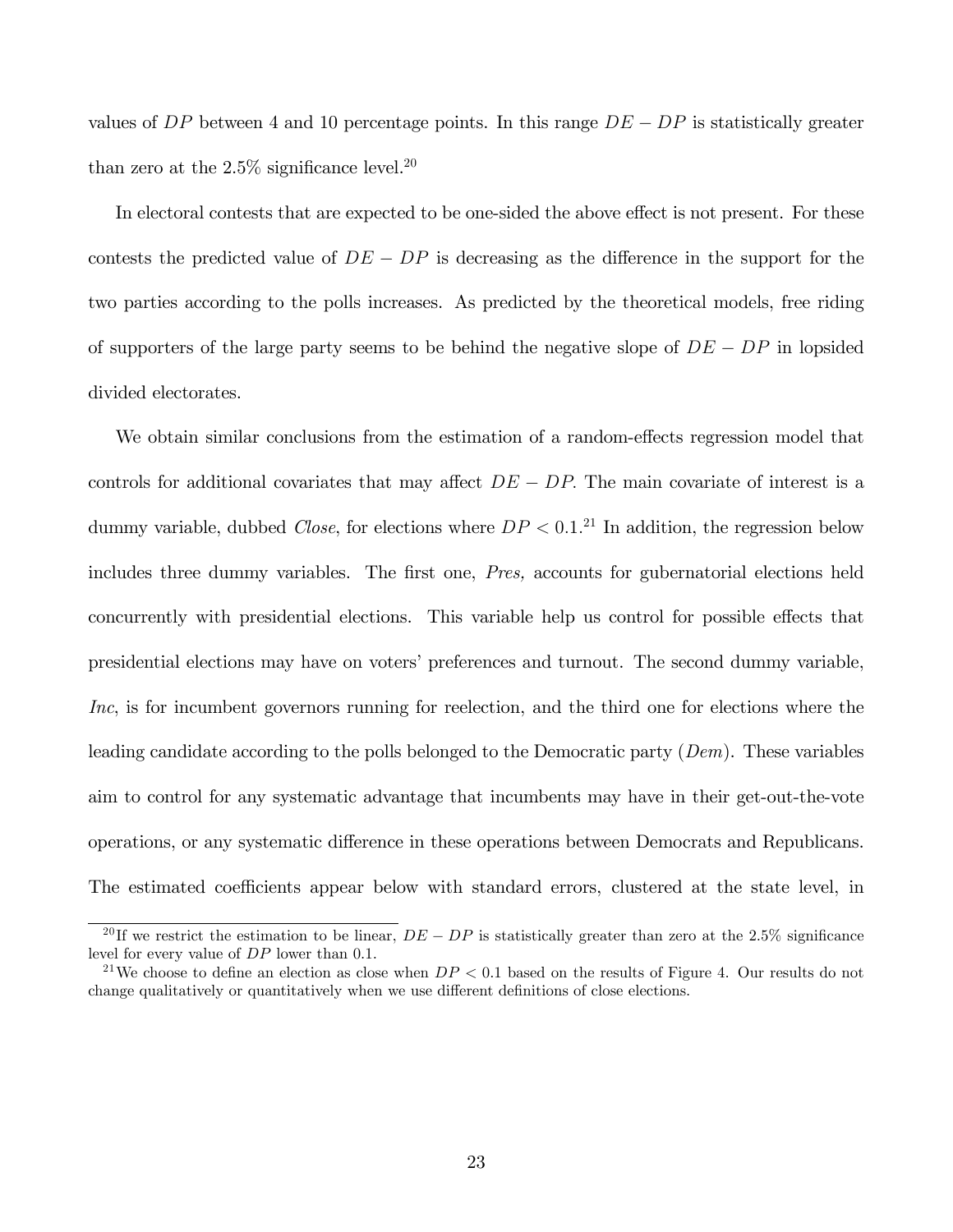values of $DP$ between 4 and 10 percentage points. In this range $DE - DP$ is statistically greater than zero at the 2.5% significance level.[20]

In electoral contests that are expected to be one-sided the above effect is not present. For these contests the predicted value of $DE - DP$ is decreasing as the difference in the support for the two parties according to the polls increases. As predicted by the theoretical models, free riding of supporters of the large party seems to be behind the negative slope of $DE - DP$ in lopsided divided electorates.

We obtain similar conclusions from the estimation of a random-effects regression model that controls for additional covariates that may affect $DE - DP$. The main covariate of interest is a dummy variable, dubbed *Close*, for elections where $DP < 0.1$.[21] In addition, the regression below includes three dummy variables. The first one, *Pres,* accounts for gubernatorial elections held concurrently with presidential elections. This variable help us control for possible effects that presidential elections may have on voters' preferences and turnout. The second dummy variable, *Inc*, is for incumbent governors running for reelection, and the third one for elections where the leading candidate according to the polls belonged to the Democratic party (*Dem*). These variables aim to control for any systematic advantage that incumbents may have in their get-out-the-vote operations, or any systematic difference in these operations between Democrats and Republicans. The estimated coefficients appear below with standard errors, clustered at the state level, in

[20] If we restrict the estimation to be linear, $DE - DP$ is statistically greater than zero at the 2.5% significance level for every value of $DP$ lower than 0.1.

[21] We choose to define an election as close when $DP < 0.1$ based on the results of Figure 4. Our results do not change qualitatively or quantitatively when we use different definitions of close elections.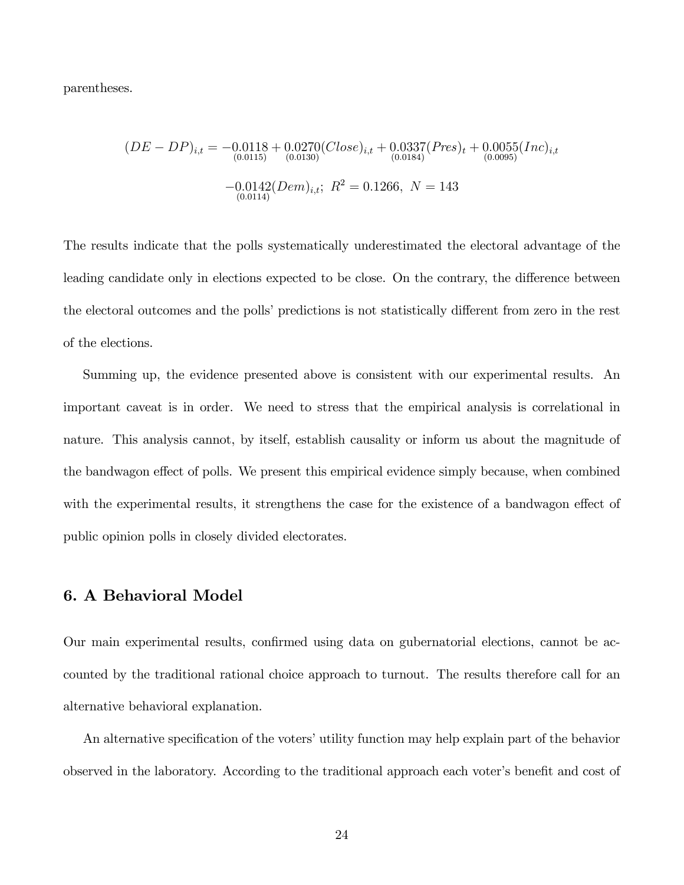parentheses.

$$(DE - DP)_{i,t} = -\underset{(0.0115)}{0.0118} + \underset{(0.0130)}{0.0270}(Close)_{i,t} + \underset{(0.0184)}{0.0337}(Pres)_t + \underset{(0.0095)}{0.0055}(Inc)_{i,t}$$

$$-\underset{(0.0114)}{0.0142}(Dem)_{i,t};\ R^2 = 0.1266,\ N = 143$$

The results indicate that the polls systematically underestimated the electoral advantage of the leading candidate only in elections expected to be close. On the contrary, the difference between the electoral outcomes and the polls' predictions is not statistically different from zero in the rest of the elections.

Summing up, the evidence presented above is consistent with our experimental results. An important caveat is in order. We need to stress that the empirical analysis is correlational in nature. This analysis cannot, by itself, establish causality or inform us about the magnitude of the bandwagon effect of polls. We present this empirical evidence simply because, when combined with the experimental results, it strengthens the case for the existence of a bandwagon effect of public opinion polls in closely divided electorates.

## 6. A Behavioral Model

Our main experimental results, confirmed using data on gubernatorial elections, cannot be accounted by the traditional rational choice approach to turnout. The results therefore call for an alternative behavioral explanation.

An alternative specification of the voters' utility function may help explain part of the behavior observed in the laboratory. According to the traditional approach each voter's benefit and cost of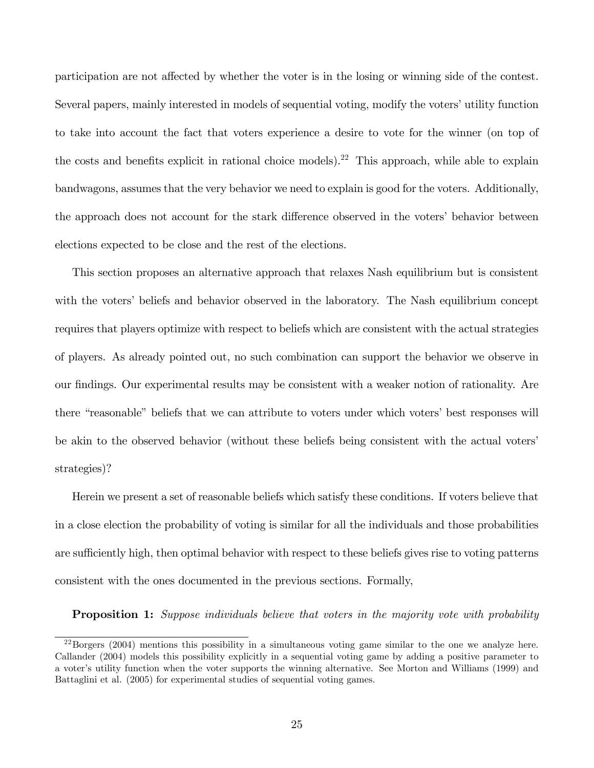participation are not affected by whether the voter is in the losing or winning side of the contest. Several papers, mainly interested in models of sequential voting, modify the voters' utility function to take into account the fact that voters experience a desire to vote for the winner (on top of the costs and benefits explicit in rational choice models).[22] This approach, while able to explain bandwagons, assumes that the very behavior we need to explain is good for the voters. Additionally, the approach does not account for the stark difference observed in the voters' behavior between elections expected to be close and the rest of the elections.

This section proposes an alternative approach that relaxes Nash equilibrium but is consistent with the voters' beliefs and behavior observed in the laboratory. The Nash equilibrium concept requires that players optimize with respect to beliefs which are consistent with the actual strategies of players. As already pointed out, no such combination can support the behavior we observe in our findings. Our experimental results may be consistent with a weaker notion of rationality. Are there "reasonable" beliefs that we can attribute to voters under which voters' best responses will be akin to the observed behavior (without these beliefs being consistent with the actual voters' strategies)?

Herein we present a set of reasonable beliefs which satisfy these conditions. If voters believe that in a close election the probability of voting is similar for all the individuals and those probabilities are sufficiently high, then optimal behavior with respect to these beliefs gives rise to voting patterns consistent with the ones documented in the previous sections. Formally,

**Proposition 1:** *Suppose individuals believe that voters in the majority vote with probability*

[22] Borgers (2004) mentions this possibility in a simultaneous voting game similar to the one we analyze here. Callander (2004) models this possibility explicitly in a sequential voting game by adding a positive parameter to a voter's utility function when the voter supports the winning alternative. See Morton and Williams (1999) and Battaglini et al. (2005) for experimental studies of sequential voting games.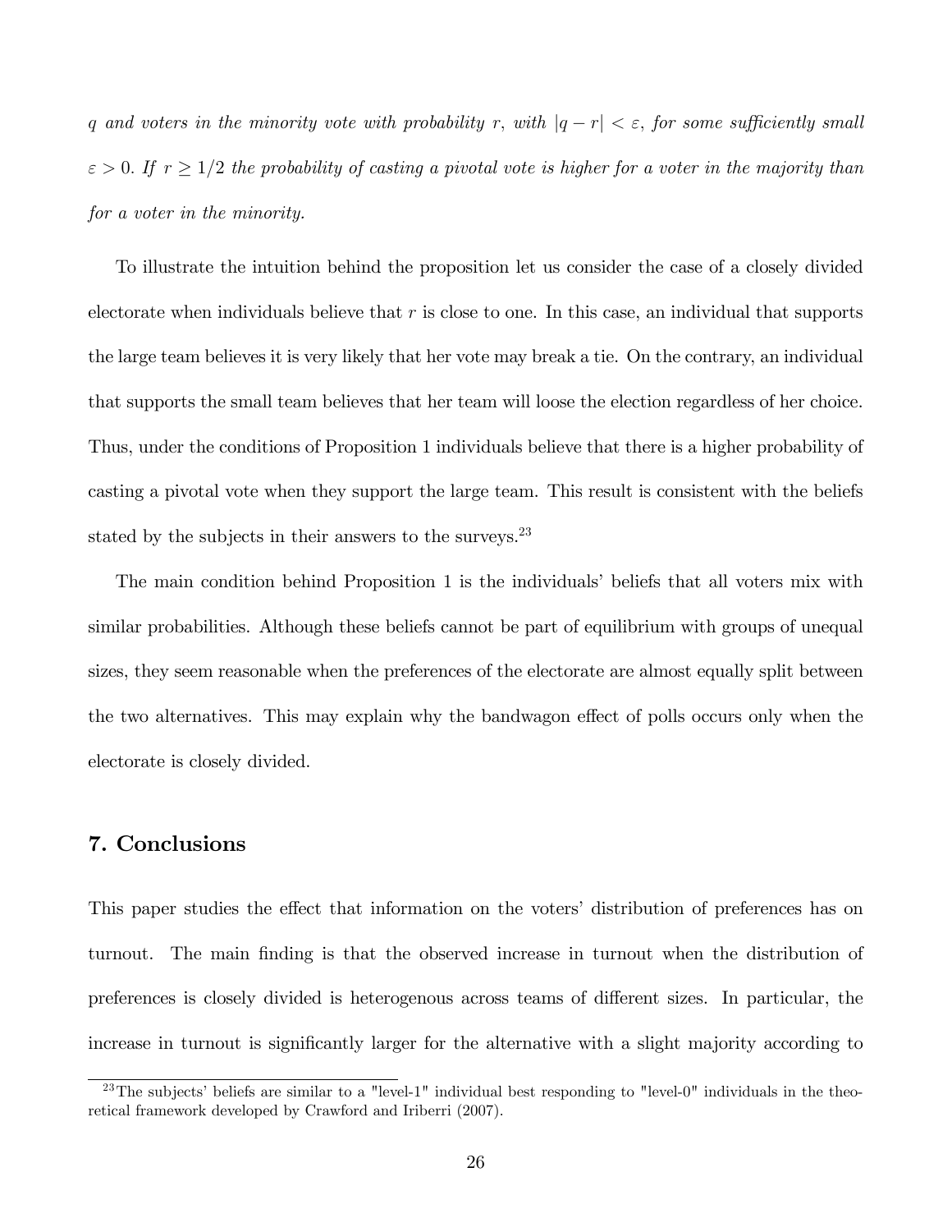*$q$ and voters in the minority vote with probability $r$, with $|q - r| < \varepsilon$, for some sufficiently small $\varepsilon > 0$. If $r \geq 1/2$ the probability of casting a pivotal vote is higher for a voter in the majority than for a voter in the minority.*

To illustrate the intuition behind the proposition let us consider the case of a closely divided electorate when individuals believe that $r$ is close to one. In this case, an individual that supports the large team believes it is very likely that her vote may break a tie. On the contrary, an individual that supports the small team believes that her team will loose the election regardless of her choice. Thus, under the conditions of Proposition 1 individuals believe that there is a higher probability of casting a pivotal vote when they support the large team. This result is consistent with the beliefs stated by the subjects in their answers to the surveys.[23]

The main condition behind Proposition 1 is the individuals' beliefs that all voters mix with similar probabilities. Although these beliefs cannot be part of equilibrium with groups of unequal sizes, they seem reasonable when the preferences of the electorate are almost equally split between the two alternatives. This may explain why the bandwagon effect of polls occurs only when the electorate is closely divided.

## 7. Conclusions

This paper studies the effect that information on the voters' distribution of preferences has on turnout. The main finding is that the observed increase in turnout when the distribution of preferences is closely divided is heterogenous across teams of different sizes. In particular, the increase in turnout is significantly larger for the alternative with a slight majority according to

[23] The subjects' beliefs are similar to a "level-1" individual best responding to "level-0" individuals in the theoretical framework developed by Crawford and Iriberri (2007).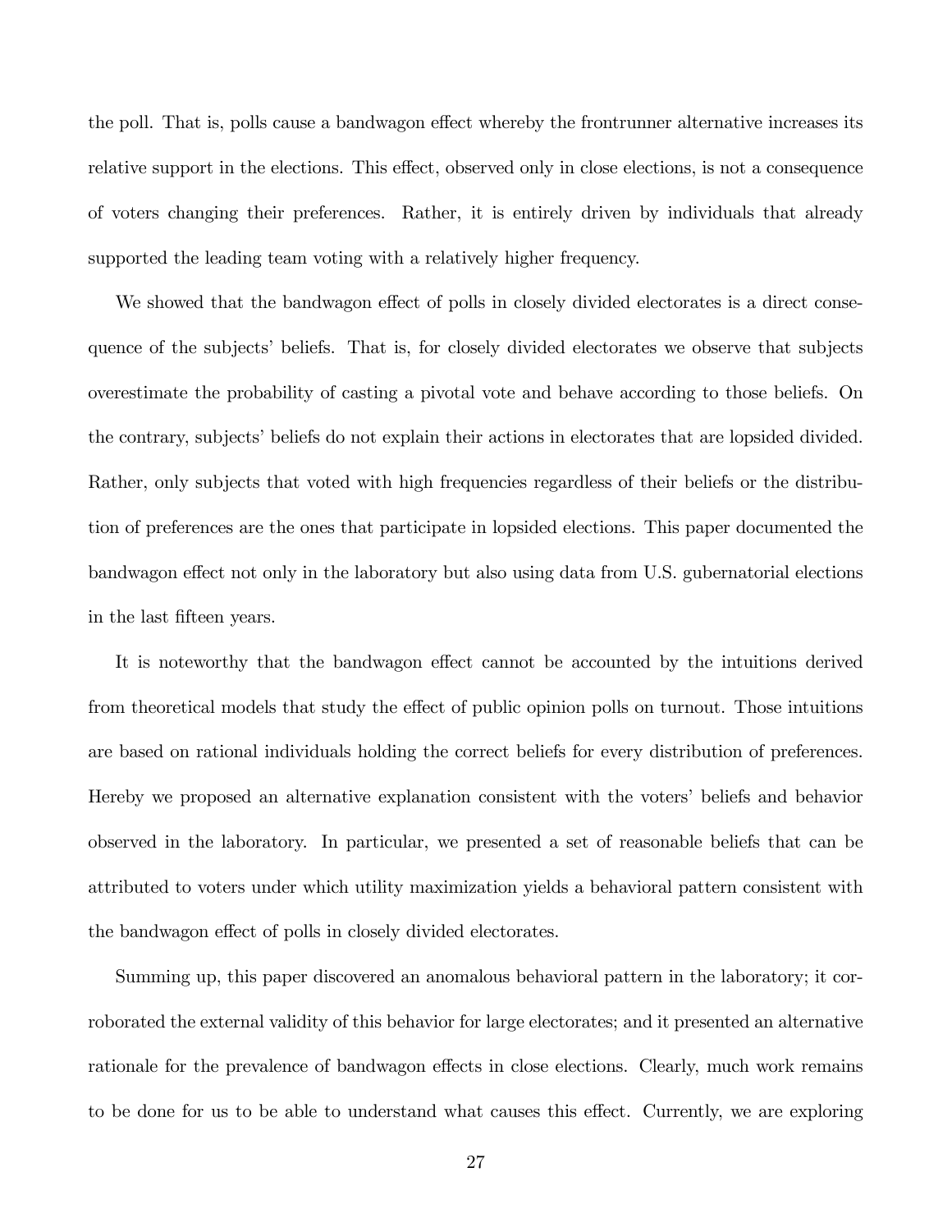the poll. That is, polls cause a bandwagon effect whereby the frontrunner alternative increases its relative support in the elections. This effect, observed only in close elections, is not a consequence of voters changing their preferences. Rather, it is entirely driven by individuals that already supported the leading team voting with a relatively higher frequency.

We showed that the bandwagon effect of polls in closely divided electorates is a direct consequence of the subjects' beliefs. That is, for closely divided electorates we observe that subjects overestimate the probability of casting a pivotal vote and behave according to those beliefs. On the contrary, subjects' beliefs do not explain their actions in electorates that are lopsided divided. Rather, only subjects that voted with high frequencies regardless of their beliefs or the distribution of preferences are the ones that participate in lopsided elections. This paper documented the bandwagon effect not only in the laboratory but also using data from U.S. gubernatorial elections in the last fifteen years.

It is noteworthy that the bandwagon effect cannot be accounted by the intuitions derived from theoretical models that study the effect of public opinion polls on turnout. Those intuitions are based on rational individuals holding the correct beliefs for every distribution of preferences. Hereby we proposed an alternative explanation consistent with the voters' beliefs and behavior observed in the laboratory. In particular, we presented a set of reasonable beliefs that can be attributed to voters under which utility maximization yields a behavioral pattern consistent with the bandwagon effect of polls in closely divided electorates.

Summing up, this paper discovered an anomalous behavioral pattern in the laboratory; it corroborated the external validity of this behavior for large electorates; and it presented an alternative rationale for the prevalence of bandwagon effects in close elections. Clearly, much work remains to be done for us to be able to understand what causes this effect. Currently, we are exploring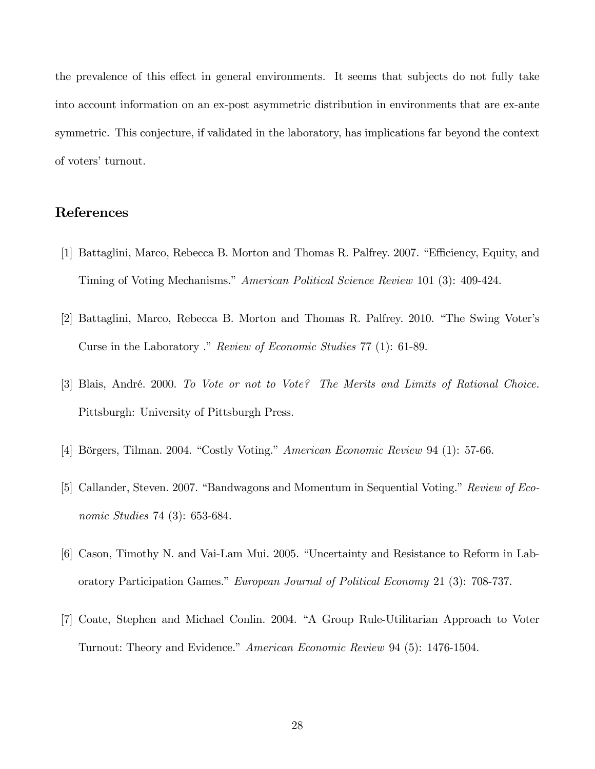the prevalence of this effect in general environments. It seems that subjects do not fully take into account information on an ex-post asymmetric distribution in environments that are ex-ante symmetric. This conjecture, if validated in the laboratory, has implications far beyond the context of voters' turnout.

## References

[1] Battaglini, Marco, Rebecca B. Morton and Thomas R. Palfrey. 2007. "Efficiency, Equity, and Timing of Voting Mechanisms." *American Political Science Review* 101 (3): 409-424.

[2] Battaglini, Marco, Rebecca B. Morton and Thomas R. Palfrey. 2010. "The Swing Voter's Curse in the Laboratory ." *Review of Economic Studies* 77 (1): 61-89.

[3] Blais, André. 2000. *To Vote or not to Vote? The Merits and Limits of Rational Choice.* Pittsburgh: University of Pittsburgh Press.

[4] Börgers, Tilman. 2004. "Costly Voting." *American Economic Review* 94 (1): 57-66.

[5] Callander, Steven. 2007. "Bandwagons and Momentum in Sequential Voting." *Review of Economic Studies* 74 (3): 653-684.

[6] Cason, Timothy N. and Vai-Lam Mui. 2005. "Uncertainty and Resistance to Reform in Laboratory Participation Games." *European Journal of Political Economy* 21 (3): 708-737.

[7] Coate, Stephen and Michael Conlin. 2004. "A Group Rule-Utilitarian Approach to Voter Turnout: Theory and Evidence." *American Economic Review* 94 (5): 1476-1504.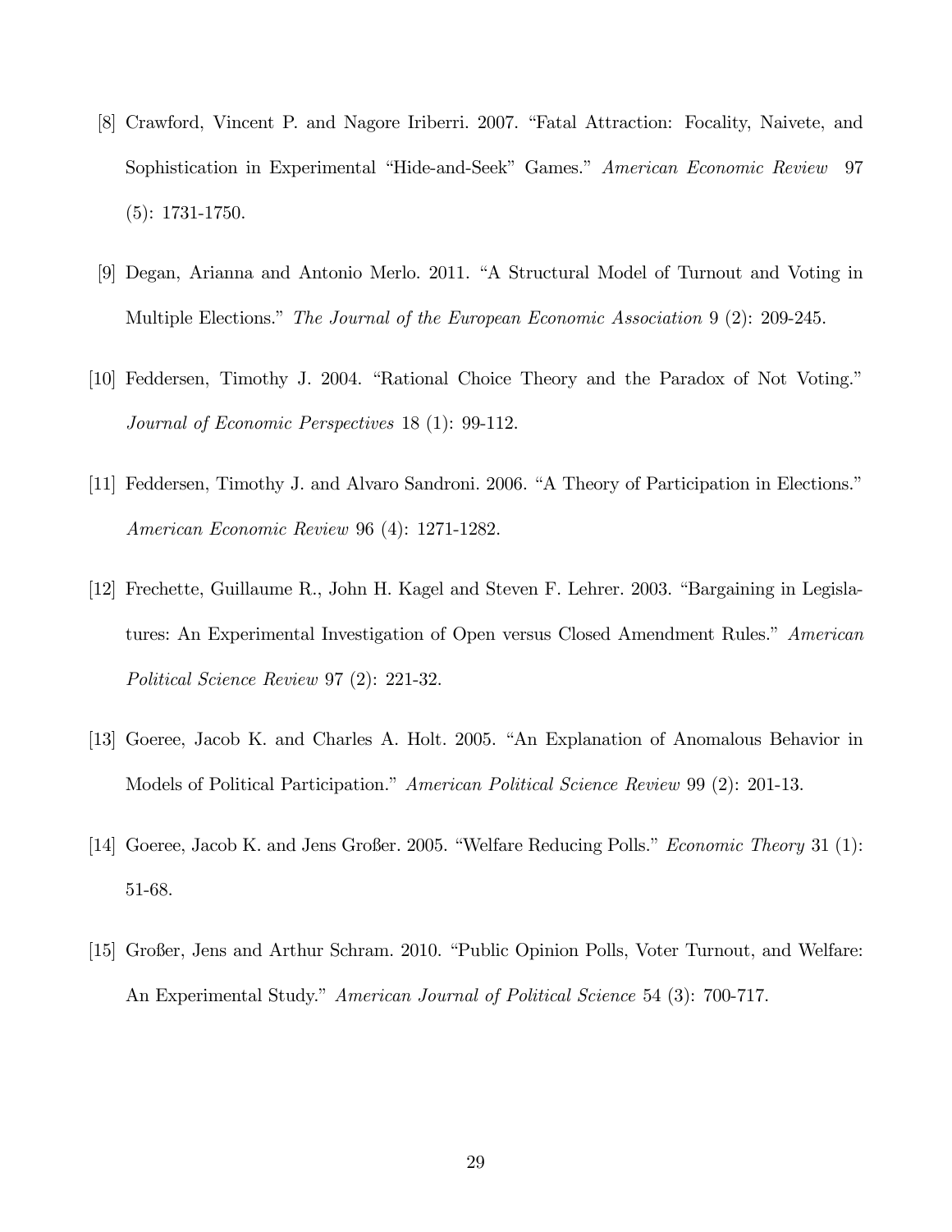[8] Crawford, Vincent P. and Nagore Iriberri. 2007. "Fatal Attraction: Focality, Naivete, and Sophistication in Experimental "Hide-and-Seek" Games." *American Economic Review* 97 (5): 1731-1750.

[9] Degan, Arianna and Antonio Merlo. 2011. "A Structural Model of Turnout and Voting in Multiple Elections." *The Journal of the European Economic Association* 9 (2): 209-245.

[10] Feddersen, Timothy J. 2004. "Rational Choice Theory and the Paradox of Not Voting." *Journal of Economic Perspectives* 18 (1): 99-112.

[11] Feddersen, Timothy J. and Alvaro Sandroni. 2006. "A Theory of Participation in Elections." *American Economic Review* 96 (4): 1271-1282.

[12] Frechette, Guillaume R., John H. Kagel and Steven F. Lehrer. 2003. "Bargaining in Legislatures: An Experimental Investigation of Open versus Closed Amendment Rules." *American Political Science Review* 97 (2): 221-32.

[13] Goeree, Jacob K. and Charles A. Holt. 2005. "An Explanation of Anomalous Behavior in Models of Political Participation." *American Political Science Review* 99 (2): 201-13.

[14] Goeree, Jacob K. and Jens Großer. 2005. "Welfare Reducing Polls." *Economic Theory* 31 (1): 51-68.

[15] Großer, Jens and Arthur Schram. 2010. "Public Opinion Polls, Voter Turnout, and Welfare: An Experimental Study." *American Journal of Political Science* 54 (3): 700-717.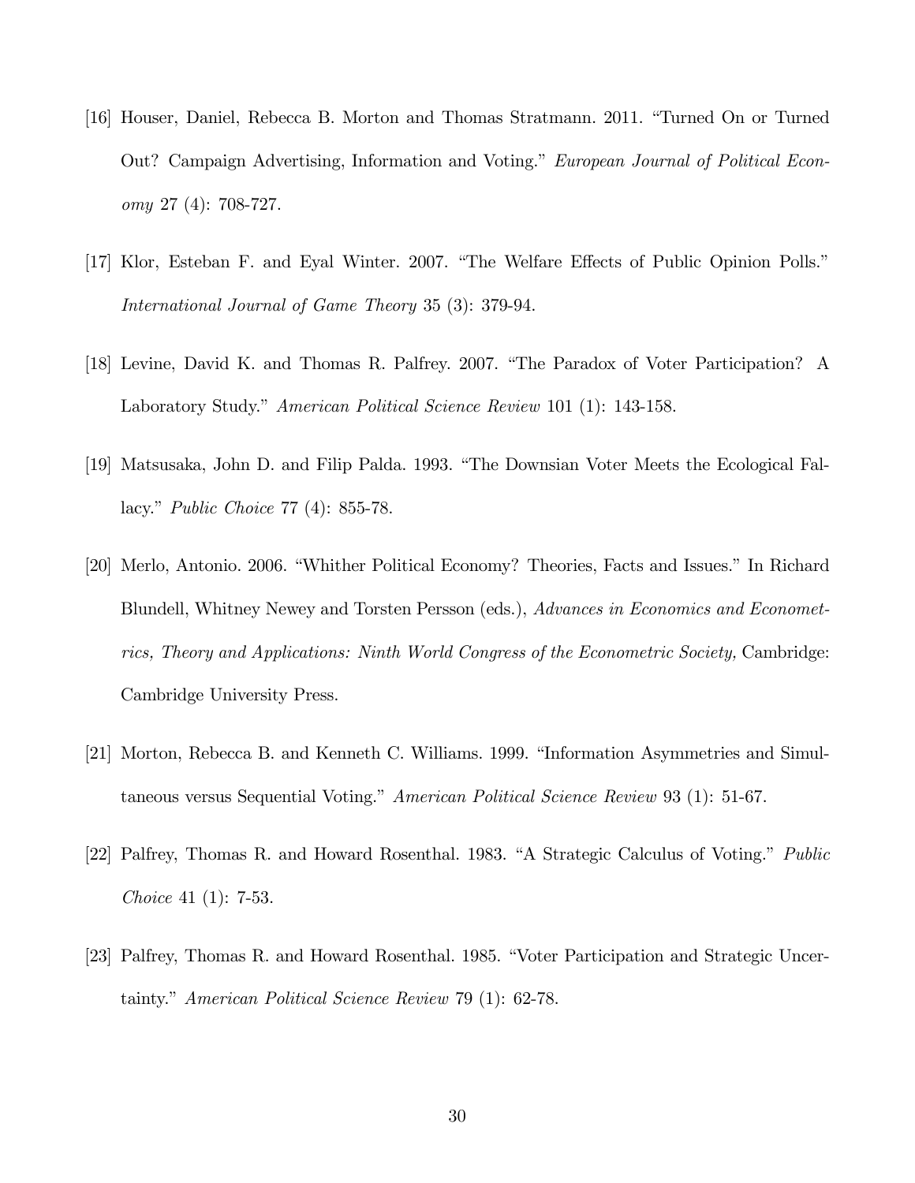[16] Houser, Daniel, Rebecca B. Morton and Thomas Stratmann. 2011. "Turned On or Turned Out? Campaign Advertising, Information and Voting." *European Journal of Political Economy* 27 (4): 708-727.

[17] Klor, Esteban F. and Eyal Winter. 2007. "The Welfare Effects of Public Opinion Polls." *International Journal of Game Theory* 35 (3): 379-94.

[18] Levine, David K. and Thomas R. Palfrey. 2007. "The Paradox of Voter Participation? A Laboratory Study." *American Political Science Review* 101 (1): 143-158.

[19] Matsusaka, John D. and Filip Palda. 1993. "The Downsian Voter Meets the Ecological Fallacy." *Public Choice* 77 (4): 855-78.

[20] Merlo, Antonio. 2006. "Whither Political Economy? Theories, Facts and Issues." In Richard Blundell, Whitney Newey and Torsten Persson (eds.), *Advances in Economics and Econometrics, Theory and Applications: Ninth World Congress of the Econometric Society,* Cambridge: Cambridge University Press.

[21] Morton, Rebecca B. and Kenneth C. Williams. 1999. "Information Asymmetries and Simultaneous versus Sequential Voting." *American Political Science Review* 93 (1): 51-67.

[22] Palfrey, Thomas R. and Howard Rosenthal. 1983. "A Strategic Calculus of Voting." *Public Choice* 41 (1): 7-53.

[23] Palfrey, Thomas R. and Howard Rosenthal. 1985. "Voter Participation and Strategic Uncertainty." *American Political Science Review* 79 (1): 62-78.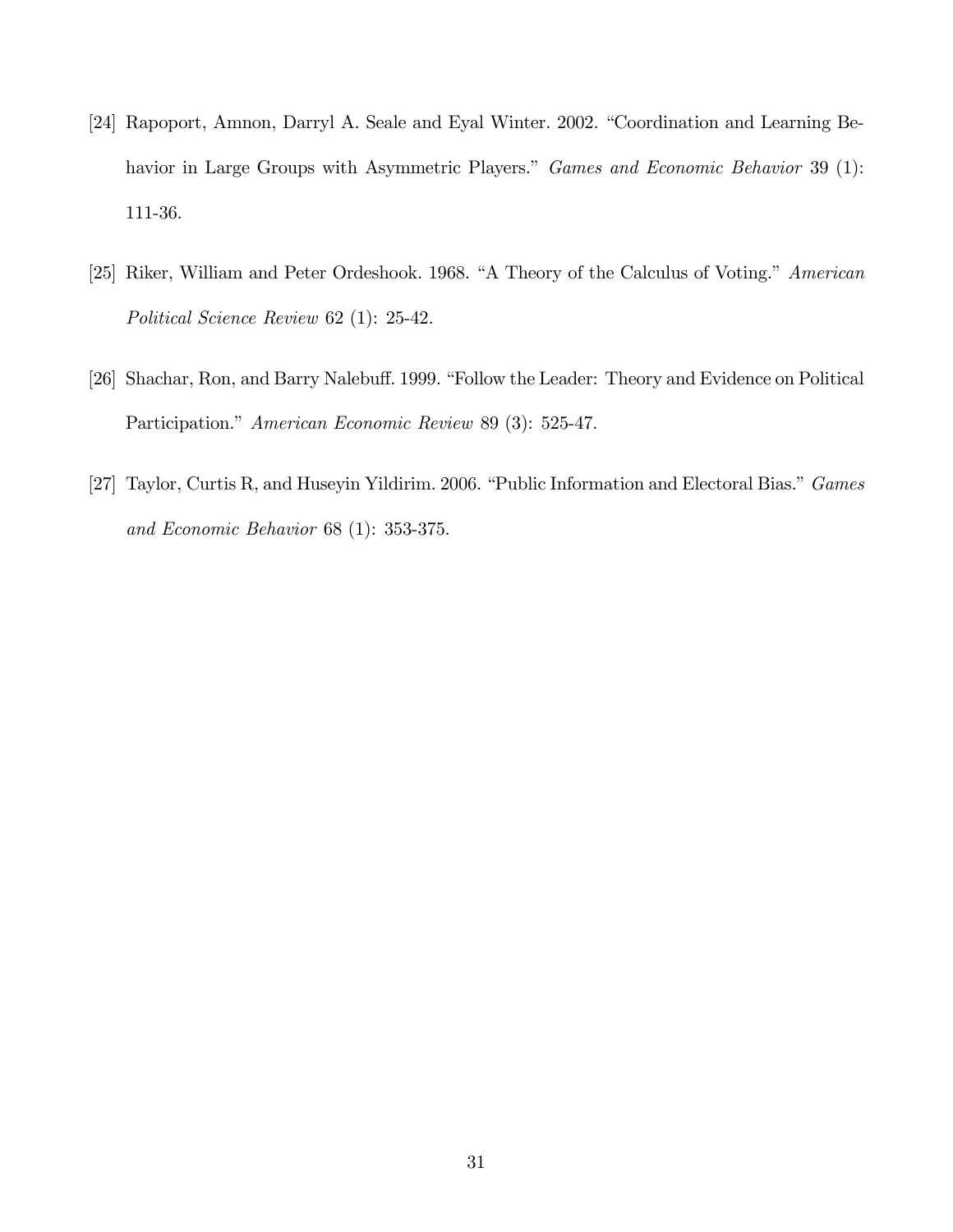[24] Rapoport, Amnon, Darryl A. Seale and Eyal Winter. 2002. "Coordination and Learning Behavior in Large Groups with Asymmetric Players." *Games and Economic Behavior* 39 (1): 111-36.

[25] Riker, William and Peter Ordeshook. 1968. "A Theory of the Calculus of Voting." *American Political Science Review* 62 (1): 25-42.

[26] Shachar, Ron, and Barry Nalebuff. 1999. "Follow the Leader: Theory and Evidence on Political Participation." *American Economic Review* 89 (3): 525-47.

[27] Taylor, Curtis R, and Huseyin Yildirim. 2006. "Public Information and Electoral Bias." *Games and Economic Behavior* 68 (1): 353-375.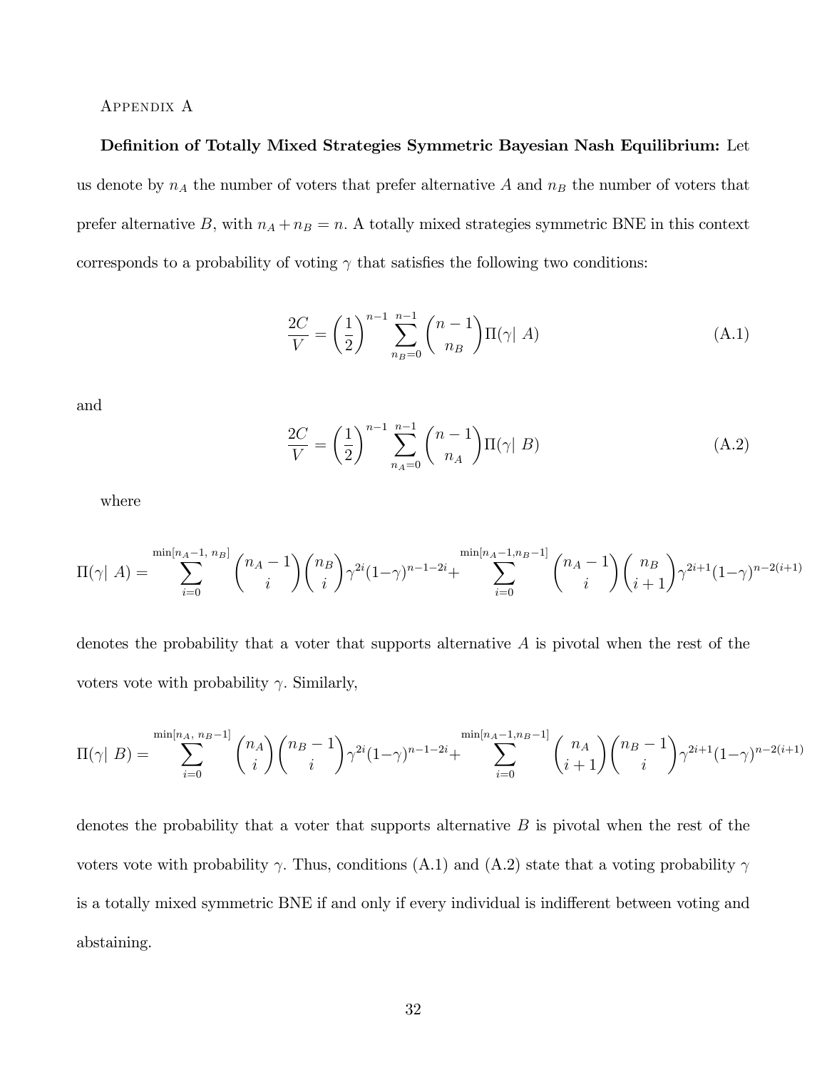Appendix A

**Definition of Totally Mixed Strategies Symmetric Bayesian Nash Equilibrium:** Let us denote by $n_A$ the number of voters that prefer alternative $A$ and $n_B$ the number of voters that prefer alternative $B$, with $n_A + n_B = n$. A totally mixed strategies symmetric BNE in this context corresponds to a probability of voting $\gamma$ that satisfies the following two conditions:

$$\frac{2C}{V} = \left(\frac{1}{2}\right)^{n-1} \sum_{n_B=0}^{n-1} \binom{n-1}{n_B} \Pi(\gamma|\ A) \tag{A.1}$$

and

$$\frac{2C}{V} = \left(\frac{1}{2}\right)^{n-1} \sum_{n_A=0}^{n-1} \binom{n-1}{n_A} \Pi(\gamma|\ B) \tag{A.2}$$

where

$$\Pi(\gamma|\ A) = \sum_{i=0}^{\min[n_A-1,\ n_B]} \binom{n_A-1}{i}\binom{n_B}{i}\gamma^{2i}(1-\gamma)^{n-1-2i} + \sum_{i=0}^{\min[n_A-1, n_B-1]} \binom{n_A-1}{i}\binom{n_B}{i+1}\gamma^{2i+1}(1-\gamma)^{n-2(i+1)}$$

denotes the probability that a voter that supports alternative $A$ is pivotal when the rest of the voters vote with probability $\gamma$. Similarly,

$$\Pi(\gamma|\ B) = \sum_{i=0}^{\min[n_A,\ n_B-1]} \binom{n_A}{i}\binom{n_B-1}{i}\gamma^{2i}(1-\gamma)^{n-1-2i} + \sum_{i=0}^{\min[n_A-1, n_B-1]} \binom{n_A}{i+1}\binom{n_B-1}{i}\gamma^{2i+1}(1-\gamma)^{n-2(i+1)}$$

denotes the probability that a voter that supports alternative $B$ is pivotal when the rest of the voters vote with probability $\gamma$. Thus, conditions (A.1) and (A.2) state that a voting probability $\gamma$ is a totally mixed symmetric BNE if and only if every individual is indifferent between voting and abstaining.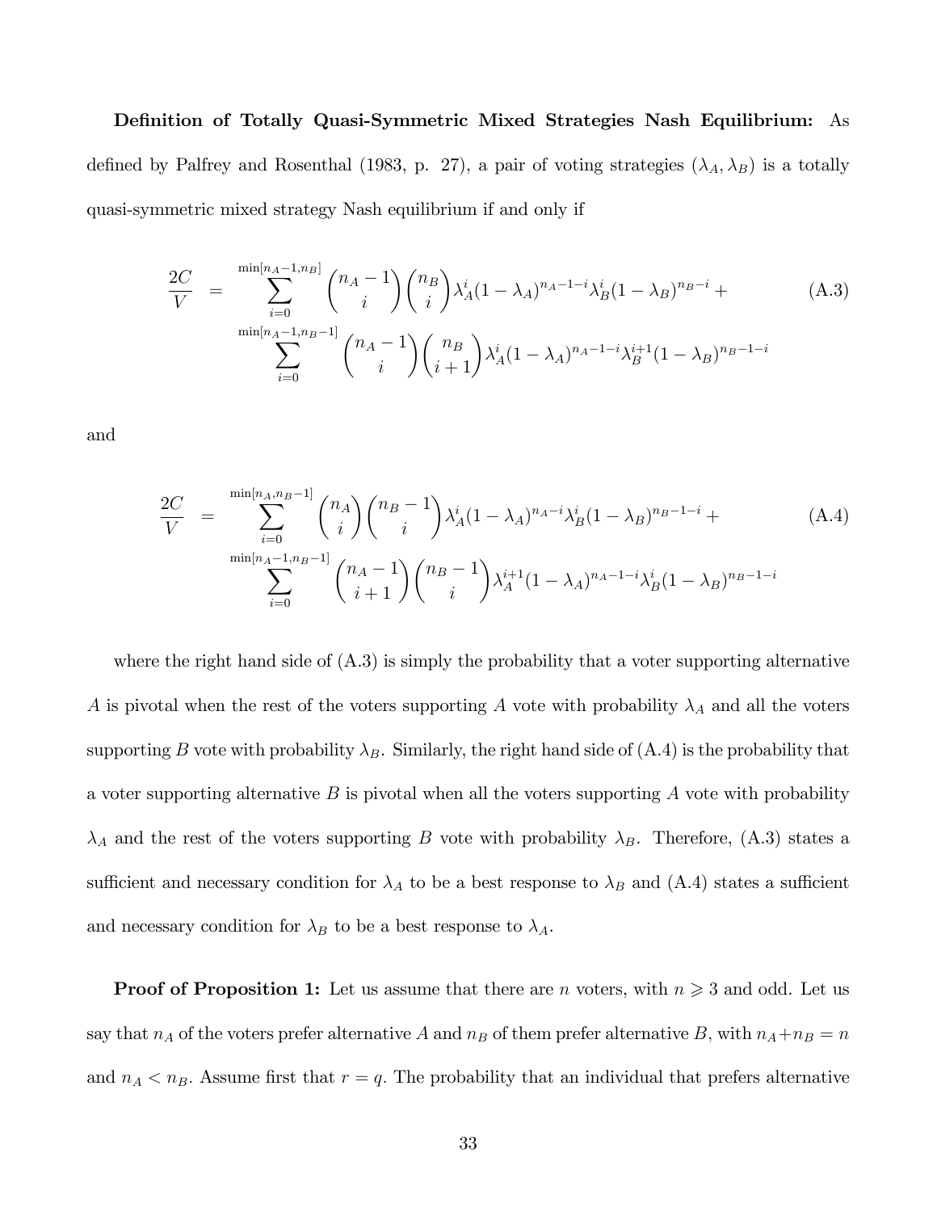**Definition of Totally Quasi-Symmetric Mixed Strategies Nash Equilibrium:** As defined by Palfrey and Rosenthal (1983, p. 27), a pair of voting strategies $(\lambda_A, \lambda_B)$ is a totally quasi-symmetric mixed strategy Nash equilibrium if and only if

$$
\begin{aligned}
\frac{2C}{V} = & \sum_{i=0}^{\min[n_A-1, n_B]} \binom{n_A-1}{i}\binom{n_B}{i} \lambda_A^i (1-\lambda_A)^{n_A-1-i} \lambda_B^i (1-\lambda_B)^{n_B-i} + \\
& \sum_{i=0}^{\min[n_A-1, n_B-1]} \binom{n_A-1}{i}\binom{n_B}{i+1} \lambda_A^i (1-\lambda_A)^{n_A-1-i} \lambda_B^{i+1} (1-\lambda_B)^{n_B-1-i}
\end{aligned} \tag{A.3}
$$

and

$$
\begin{aligned}
\frac{2C}{V} = & \sum_{i=0}^{\min[n_A, n_B-1]} \binom{n_A}{i}\binom{n_B-1}{i} \lambda_A^i (1-\lambda_A)^{n_A-i} \lambda_B^i (1-\lambda_B)^{n_B-1-i} + \\
& \sum_{i=0}^{\min[n_A-1, n_B-1]} \binom{n_A-1}{i+1}\binom{n_B-1}{i} \lambda_A^{i+1} (1-\lambda_A)^{n_A-1-i} \lambda_B^i (1-\lambda_B)^{n_B-1-i}
\end{aligned} \tag{A.4}
$$

where the right hand side of (A.3) is simply the probability that a voter supporting alternative $A$ is pivotal when the rest of the voters supporting $A$ vote with probability $\lambda_A$ and all the voters supporting $B$ vote with probability $\lambda_B$. Similarly, the right hand side of (A.4) is the probability that a voter supporting alternative $B$ is pivotal when all the voters supporting $A$ vote with probability $\lambda_A$ and the rest of the voters supporting $B$ vote with probability $\lambda_B$. Therefore, (A.3) states a sufficient and necessary condition for $\lambda_A$ to be a best response to $\lambda_B$ and (A.4) states a sufficient and necessary condition for $\lambda_B$ to be a best response to $\lambda_A$.

**Proof of Proposition 1:** Let us assume that there are $n$ voters, with $n \geqslant 3$ and odd. Let us say that $n_A$ of the voters prefer alternative $A$ and $n_B$ of them prefer alternative $B$, with $n_A + n_B = n$ and $n_A < n_B$. Assume first that $r = q$. The probability that an individual that prefers alternative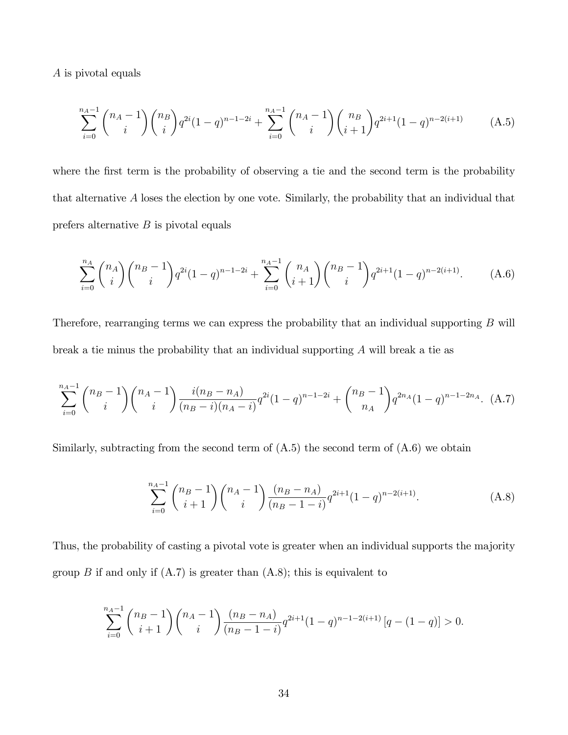$A$ is pivotal equals

$$\sum_{i=0}^{n_A-1}\binom{n_A-1}{i}\binom{n_B}{i}q^{2i}(1-q)^{n-1-2i}+\sum_{i=0}^{n_A-1}\binom{n_A-1}{i}\binom{n_B}{i+1}q^{2i+1}(1-q)^{n-2(i+1)} \tag{A.5}$$

where the first term is the probability of observing a tie and the second term is the probability that alternative $A$ loses the election by one vote. Similarly, the probability that an individual that prefers alternative $B$ is pivotal equals

$$\sum_{i=0}^{n_A}\binom{n_A}{i}\binom{n_B-1}{i}q^{2i}(1-q)^{n-1-2i}+\sum_{i=0}^{n_A-1}\binom{n_A}{i+1}\binom{n_B-1}{i}q^{2i+1}(1-q)^{n-2(i+1)}. \tag{A.6}$$

Therefore, rearranging terms we can express the probability that an individual supporting $B$ will break a tie minus the probability that an individual supporting $A$ will break a tie as

$$\sum_{i=0}^{n_A-1}\binom{n_B-1}{i}\binom{n_A-1}{i}\frac{i(n_B-n_A)}{(n_B-i)(n_A-i)}q^{2i}(1-q)^{n-1-2i}+\binom{n_B-1}{n_A}q^{2n_A}(1-q)^{n-1-2n_A}. \tag{A.7}$$

Similarly, subtracting from the second term of (A.5) the second term of (A.6) we obtain

$$\sum_{i=0}^{n_A-1}\binom{n_B-1}{i+1}\binom{n_A-1}{i}\frac{(n_B-n_A)}{(n_B-1-i)}q^{2i+1}(1-q)^{n-2(i+1)}. \tag{A.8}$$

Thus, the probability of casting a pivotal vote is greater when an individual supports the majority group $B$ if and only if (A.7) is greater than (A.8); this is equivalent to

$$\sum_{i=0}^{n_A-1}\binom{n_B-1}{i+1}\binom{n_A-1}{i}\frac{(n_B-n_A)}{(n_B-1-i)}q^{2i+1}(1-q)^{n-1-2(i+1)}\left[q-(1-q)\right]>0.$$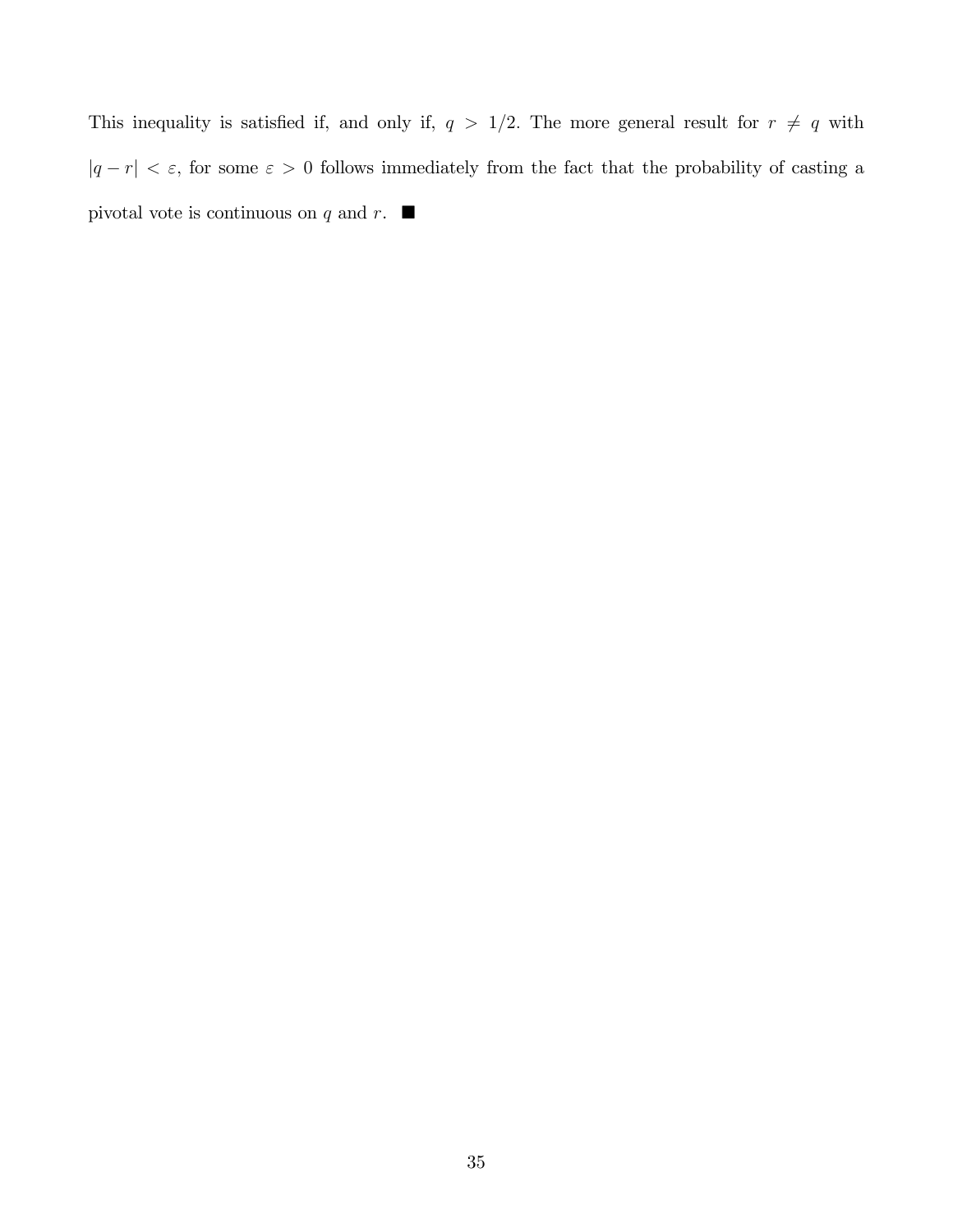This inequality is satisfied if, and only if, $q > 1/2$. The more general result for $r \neq q$ with $|q - r| < \varepsilon$, for some $\varepsilon > 0$ follows immediately from the fact that the probability of casting a pivotal vote is continuous on $q$ and $r$. ■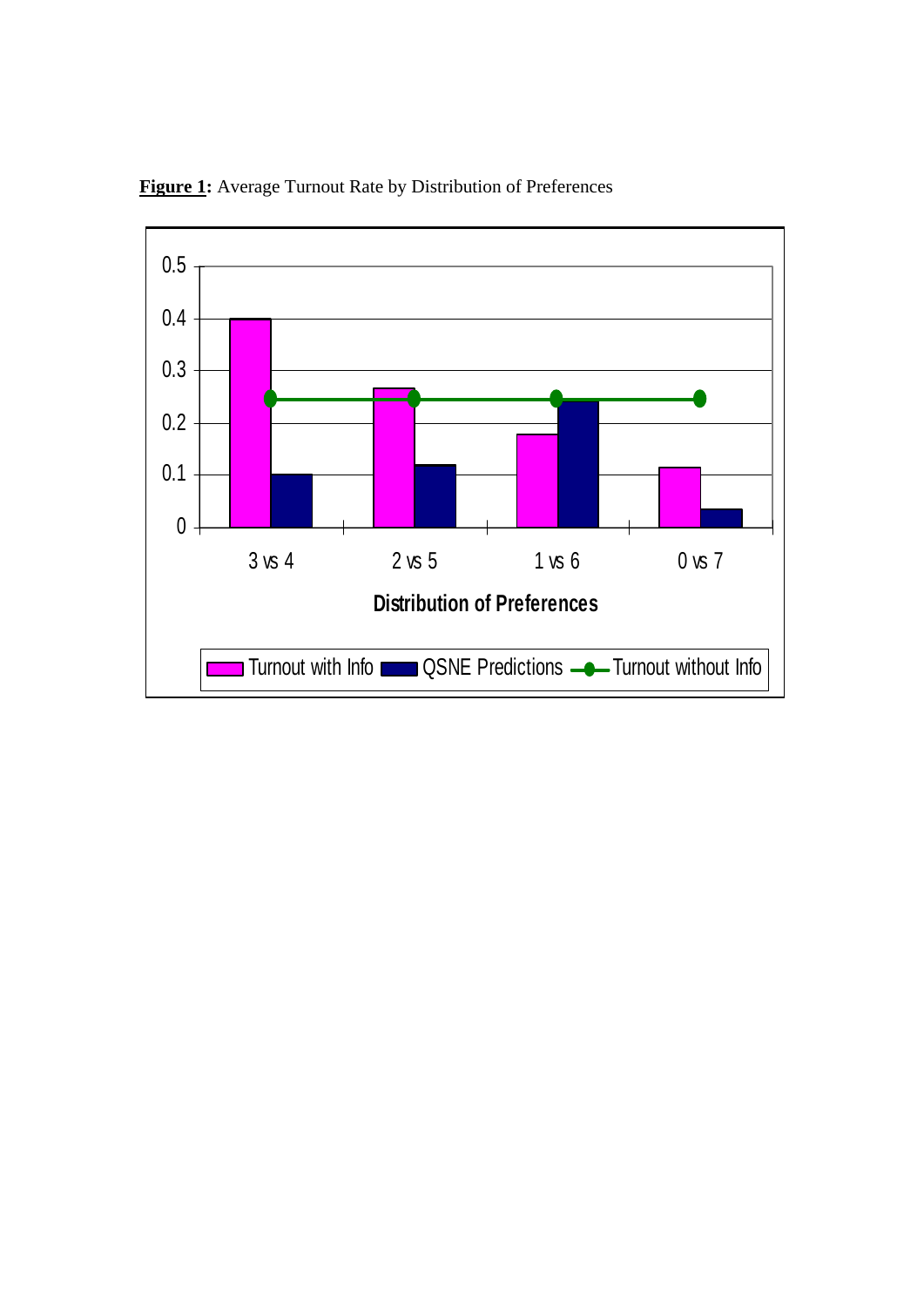**Figure 1:** Average Turnout Rate by Distribution of Preferences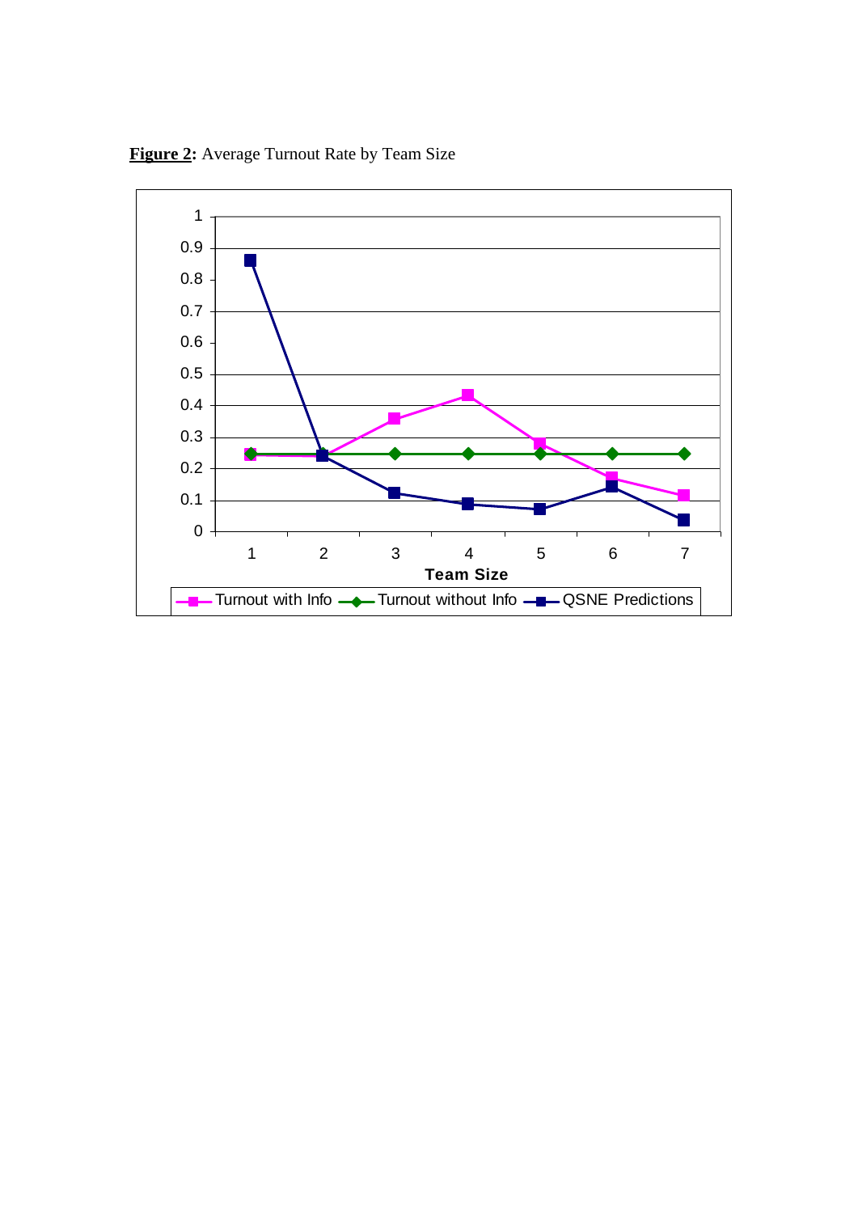**Figure 2:** Average Turnout Rate by Team Size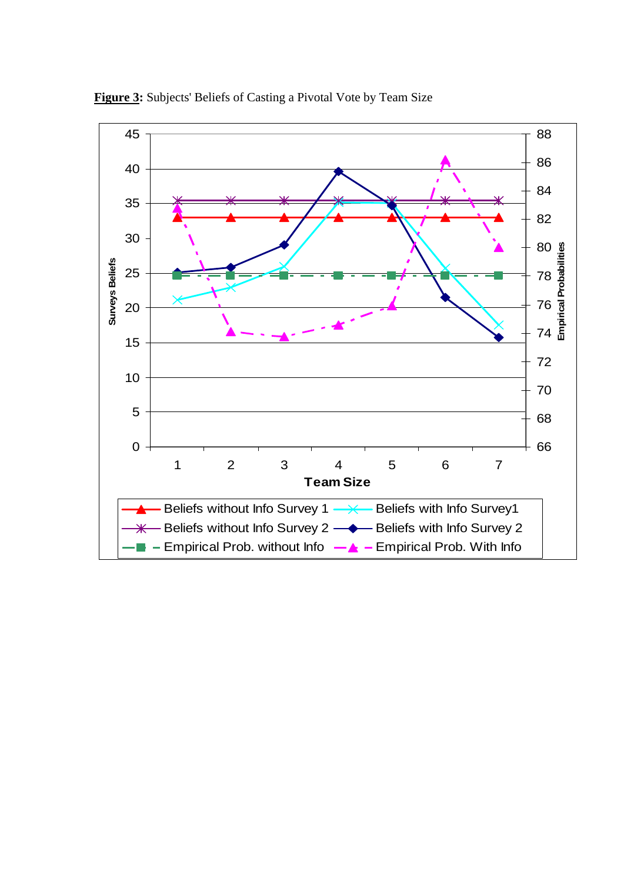**Figure 3:** Subjects' Beliefs of Casting a Pivotal Vote by Team Size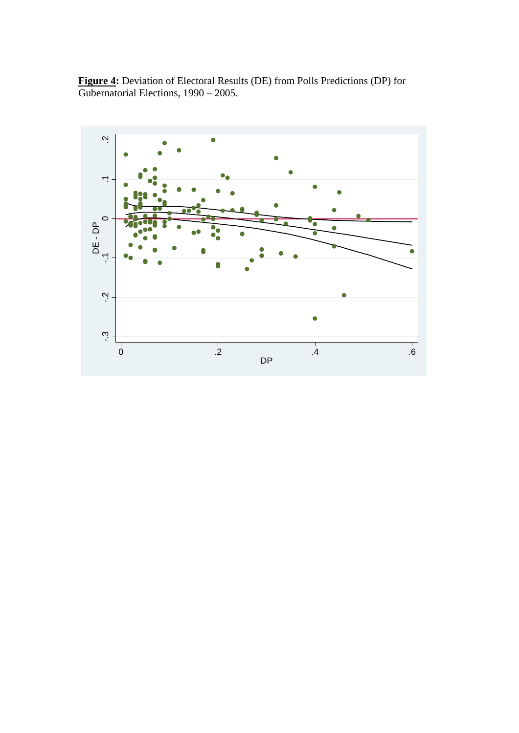**Figure 4:** Deviation of Electoral Results (DE) from Polls Predictions (DP) for Gubernatorial Elections, 1990 – 2005.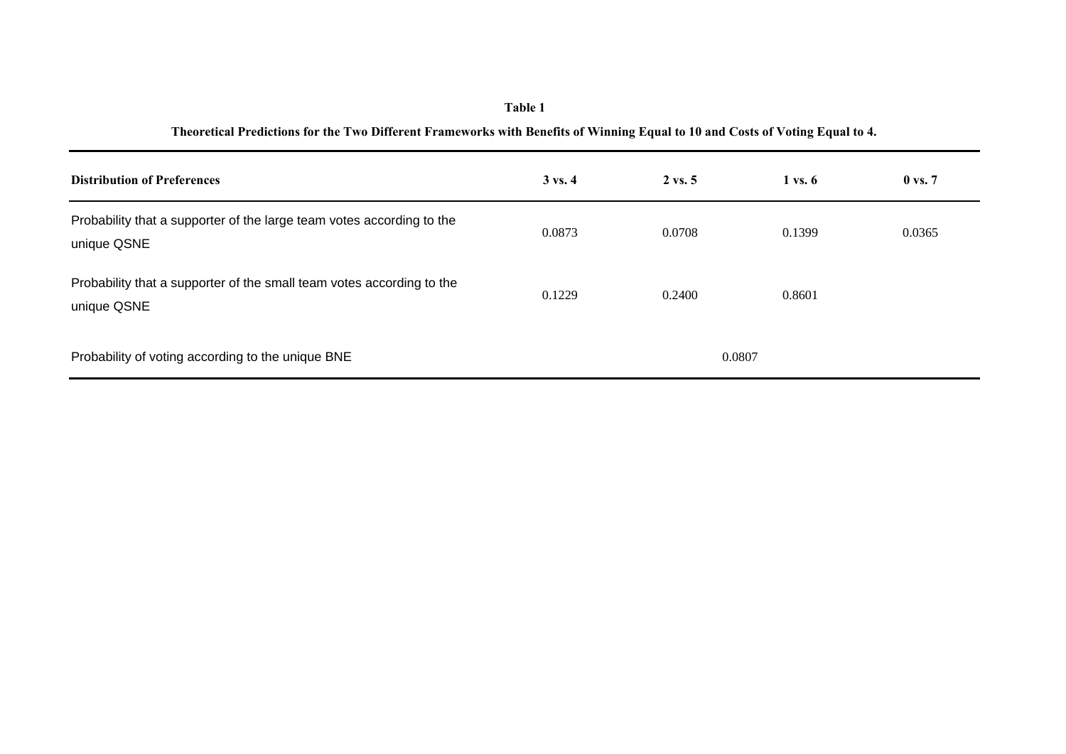**Table 1**

**Theoretical Predictions for the Two Different Frameworks with Benefits of Winning Equal to 10 and Costs of Voting Equal to 4.**

| **Distribution of Preferences** | **3 vs. 4** | **2 vs. 5** | **1 vs. 6** | **0 vs. 7** |
|---|---|---|---|---|
| Probability that a supporter of the large team votes according to the unique QSNE | 0.0873 | 0.0708 | 0.1399 | 0.0365 |
| Probability that a supporter of the small team votes according to the unique QSNE | 0.1229 | 0.2400 | 0.8601 | |
| Probability of voting according to the unique BNE | 0.0807 | | | |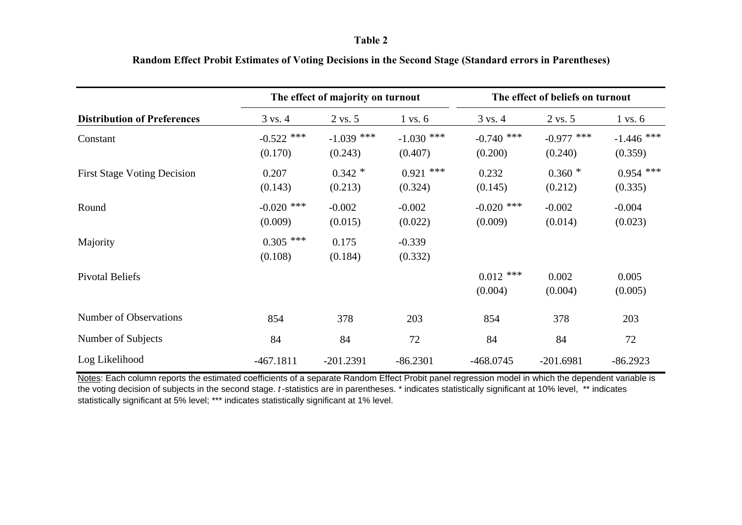**Table 2**

**Random Effect Probit Estimates of Voting Decisions in the Second Stage (Standard errors in Parentheses)**

| | **The effect of majority on turnout** | | | **The effect of beliefs on turnout** | | |
|---|---|---|---|---|---|---|
| **Distribution of Preferences** | 3 vs. 4 | 2 vs. 5 | 1 vs. 6 | 3 vs. 4 | 2 vs. 5 | 1 vs. 6 |
| Constant | -0.522 *** | -1.039 *** | -1.030 *** | -0.740 *** | -0.977 *** | -1.446 *** |
| | (0.170) | (0.243) | (0.407) | (0.200) | (0.240) | (0.359) |
| First Stage Voting Decision | 0.207 | 0.342 * | 0.921 *** | 0.232 | 0.360 * | 0.954 *** |
| | (0.143) | (0.213) | (0.324) | (0.145) | (0.212) | (0.335) |
| Round | -0.020 *** | -0.002 | -0.002 | -0.020 *** | -0.002 | -0.004 |
| | (0.009) | (0.015) | (0.022) | (0.009) | (0.014) | (0.023) |
| Majority | 0.305 *** | 0.175 | -0.339 | | | |
| | (0.108) | (0.184) | (0.332) | | | |
| Pivotal Beliefs | | | | 0.012 *** | 0.002 | 0.005 |
| | | | | (0.004) | (0.004) | (0.005) |
| Number of Observations | 854 | 378 | 203 | 854 | 378 | 203 |
| Number of Subjects | 84 | 84 | 72 | 84 | 84 | 72 |
| Log Likelihood | -467.1811 | -201.2391 | -86.2301 | -468.0745 | -201.6981 | -86.2923 |

Notes: Each column reports the estimated coefficients of a separate Random Effect Probit panel regression model in which the dependent variable is the voting decision of subjects in the second stage. *t*-statistics are in parentheses. * indicates statistically significant at 10% level, ** indicates statistically significant at 5% level; *** indicates statistically significant at 1% level.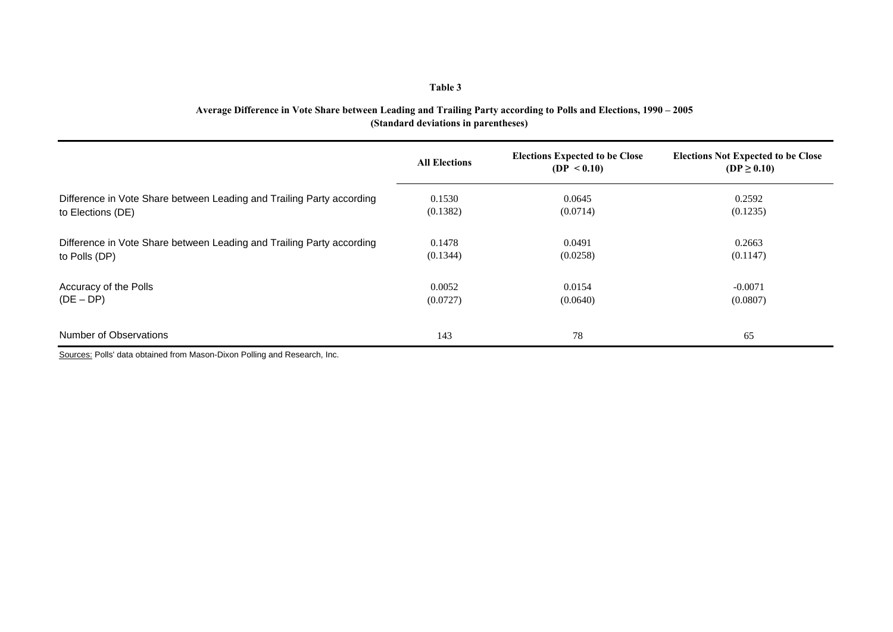**Table 3**

**Average Difference in Vote Share between Leading and Trailing Party according to Polls and Elections, 1990 – 2005**
**(Standard deviations in parentheses)**

| | All Elections | Elections Expected to be Close ($DP < 0.10$) | Elections Not Expected to be Close ($DP \geq 0.10$) |
|---|---|---|---|
| Difference in Vote Share between Leading and Trailing Party according to Elections (DE) | 0.1530<br>(0.1382) | 0.0645<br>(0.0714) | 0.2592<br>(0.1235) |
| Difference in Vote Share between Leading and Trailing Party according to Polls (DP) | 0.1478<br>(0.1344) | 0.0491<br>(0.0258) | 0.2663<br>(0.1147) |
| Accuracy of the Polls<br>(DE – DP) | 0.0052<br>(0.0727) | 0.0154<br>(0.0640) | -0.0071<br>(0.0807) |
| Number of Observations | 143 | 78 | 65 |

Sources: Polls' data obtained from Mason-Dixon Polling and Research, Inc.